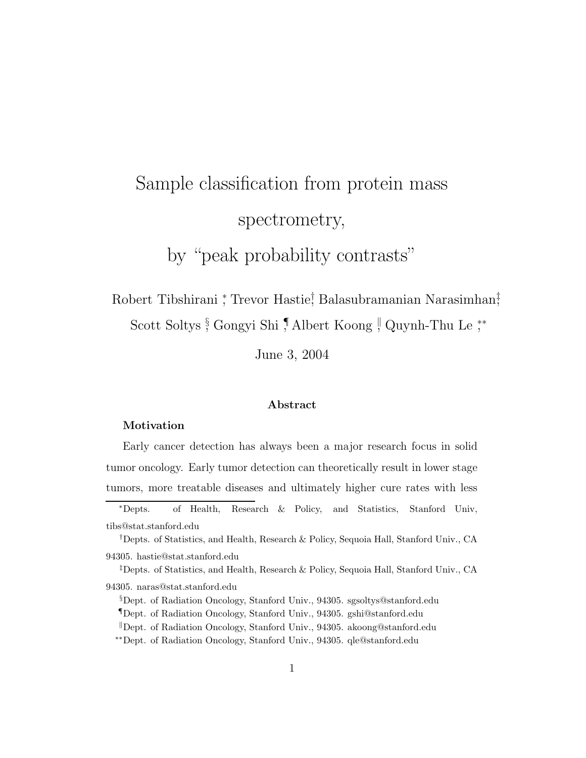# Sample classification from protein mass spectrometry, by "peak probability contrasts"

Robert Tibshirani [*], Trevor Hastie[†], Balasubramanian Narasimhan[‡], Scott Soltys [§], Gongyi Shi [¶], Albert Koong [‖], Quynh-Thu Le [**]

June 3, 2004

### Abstract

**Motivation**

Early cancer detection has always been a major research focus in solid tumor oncology. Early tumor detection can theoretically result in lower stage tumors, more treatable diseases and ultimately higher cure rates with less

---

[*] Depts. of Health, Research & Policy, and Statistics, Stanford Univ, tibs@stat.stanford.edu

[†] Depts. of Statistics, and Health, Research & Policy, Sequoia Hall, Stanford Univ., CA 94305. hastie@stat.stanford.edu

[‡] Depts. of Statistics, and Health, Research & Policy, Sequoia Hall, Stanford Univ., CA 94305. naras@stat.stanford.edu

[§] Dept. of Radiation Oncology, Stanford Univ., 94305. sgsoltys@stanford.edu

[¶] Dept. of Radiation Oncology, Stanford Univ., 94305. gshi@stanford.edu

[‖] Dept. of Radiation Oncology, Stanford Univ., 94305. akoong@stanford.edu

[**] Dept. of Radiation Oncology, Stanford Univ., 94305. qle@stanford.edu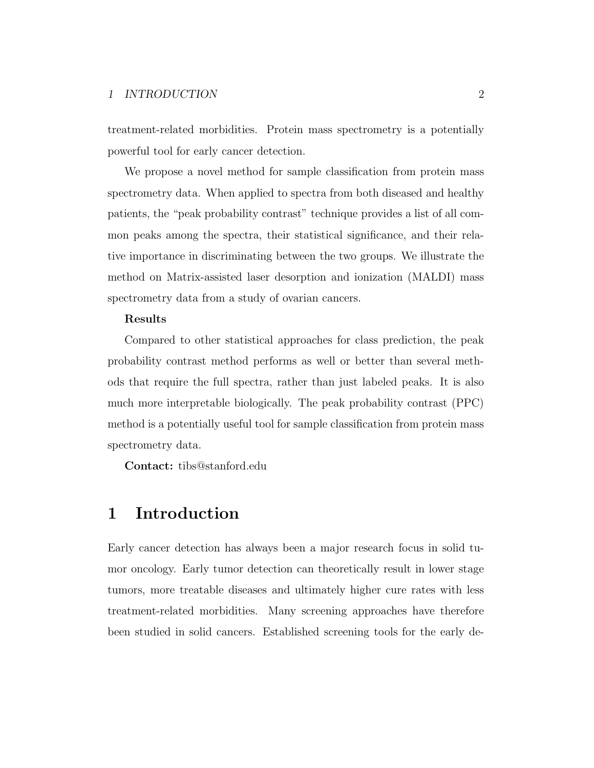treatment-related morbidities. Protein mass spectrometry is a potentially powerful tool for early cancer detection.

We propose a novel method for sample classification from protein mass spectrometry data. When applied to spectra from both diseased and healthy patients, the "peak probability contrast" technique provides a list of all common peaks among the spectra, their statistical significance, and their relative importance in discriminating between the two groups. We illustrate the method on Matrix-assisted laser desorption and ionization (MALDI) mass spectrometry data from a study of ovarian cancers.

**Results**

Compared to other statistical approaches for class prediction, the peak probability contrast method performs as well or better than several methods that require the full spectra, rather than just labeled peaks. It is also much more interpretable biologically. The peak probability contrast (PPC) method is a potentially useful tool for sample classification from protein mass spectrometry data.

**Contact:** tibs@stanford.edu

# 1 Introduction

Early cancer detection has always been a major research focus in solid tumor oncology. Early tumor detection can theoretically result in lower stage tumors, more treatable diseases and ultimately higher cure rates with less treatment-related morbidities. Many screening approaches have therefore been studied in solid cancers. Established screening tools for the early de-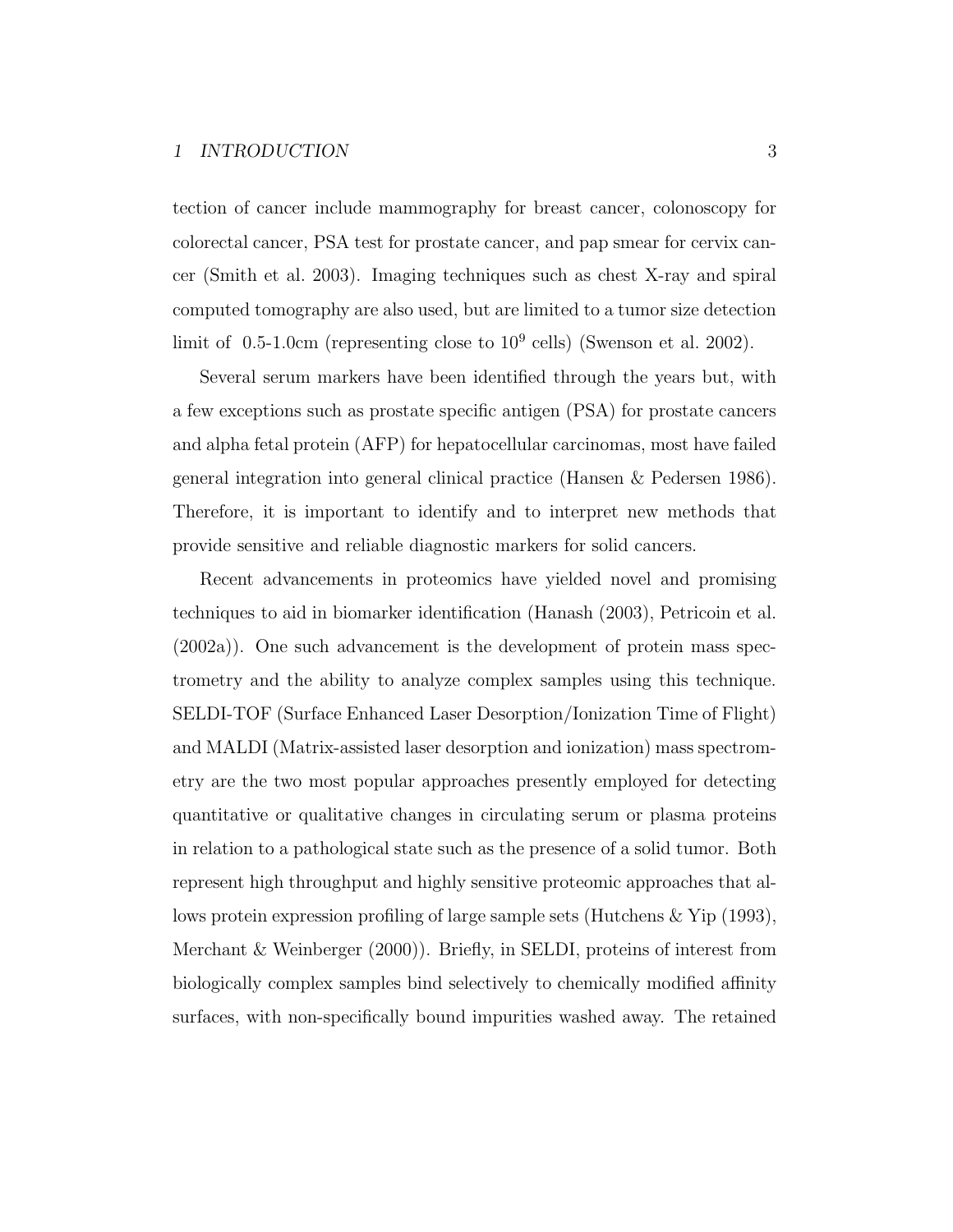tection of cancer include mammography for breast cancer, colonoscopy for colorectal cancer, PSA test for prostate cancer, and pap smear for cervix cancer (Smith et al. 2003). Imaging techniques such as chest X-ray and spiral computed tomography are also used, but are limited to a tumor size detection limit of 0.5-1.0cm (representing close to $10^9$ cells) (Swenson et al. 2002).

Several serum markers have been identified through the years but, with a few exceptions such as prostate specific antigen (PSA) for prostate cancers and alpha fetal protein (AFP) for hepatocellular carcinomas, most have failed general integration into general clinical practice (Hansen & Pedersen 1986). Therefore, it is important to identify and to interpret new methods that provide sensitive and reliable diagnostic markers for solid cancers.

Recent advancements in proteomics have yielded novel and promising techniques to aid in biomarker identification (Hanash (2003), Petricoin et al. (2002a)). One such advancement is the development of protein mass spectrometry and the ability to analyze complex samples using this technique. SELDI-TOF (Surface Enhanced Laser Desorption/Ionization Time of Flight) and MALDI (Matrix-assisted laser desorption and ionization) mass spectrometry are the two most popular approaches presently employed for detecting quantitative or qualitative changes in circulating serum or plasma proteins in relation to a pathological state such as the presence of a solid tumor. Both represent high throughput and highly sensitive proteomic approaches that allows protein expression profiling of large sample sets (Hutchens & Yip (1993), Merchant & Weinberger (2000)). Briefly, in SELDI, proteins of interest from biologically complex samples bind selectively to chemically modified affinity surfaces, with non-specifically bound impurities washed away. The retained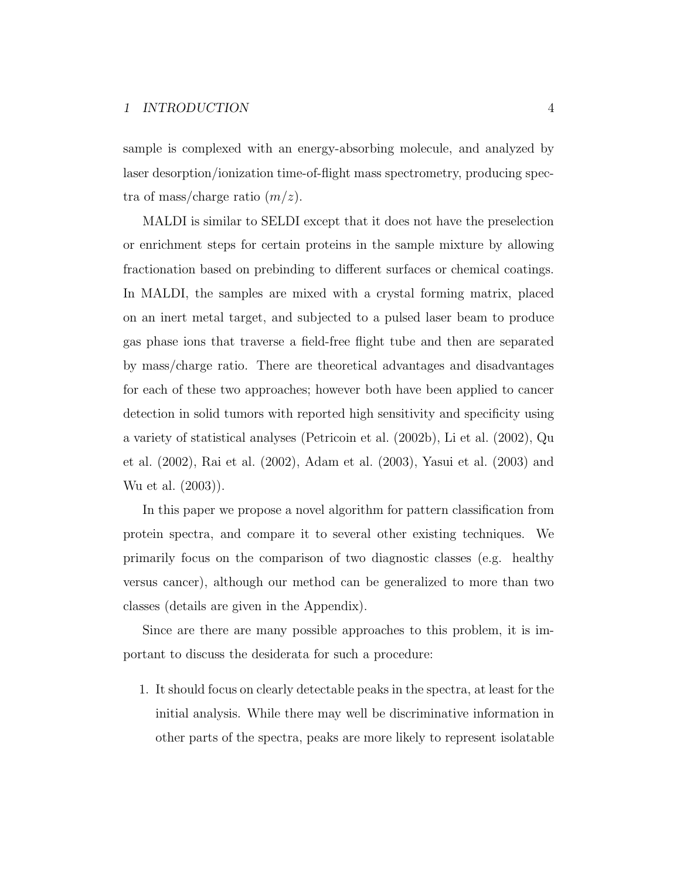sample is complexed with an energy-absorbing molecule, and analyzed by laser desorption/ionization time-of-flight mass spectrometry, producing spectra of mass/charge ratio ($m/z$).

MALDI is similar to SELDI except that it does not have the preselection or enrichment steps for certain proteins in the sample mixture by allowing fractionation based on prebinding to different surfaces or chemical coatings. In MALDI, the samples are mixed with a crystal forming matrix, placed on an inert metal target, and subjected to a pulsed laser beam to produce gas phase ions that traverse a field-free flight tube and then are separated by mass/charge ratio. There are theoretical advantages and disadvantages for each of these two approaches; however both have been applied to cancer detection in solid tumors with reported high sensitivity and specificity using a variety of statistical analyses (Petricoin et al. (2002b), Li et al. (2002), Qu et al. (2002), Rai et al. (2002), Adam et al. (2003), Yasui et al. (2003) and Wu et al. (2003)).

In this paper we propose a novel algorithm for pattern classification from protein spectra, and compare it to several other existing techniques. We primarily focus on the comparison of two diagnostic classes (e.g. healthy versus cancer), although our method can be generalized to more than two classes (details are given in the Appendix).

Since are there are many possible approaches to this problem, it is important to discuss the desiderata for such a procedure:

1. It should focus on clearly detectable peaks in the spectra, at least for the initial analysis. While there may well be discriminative information in other parts of the spectra, peaks are more likely to represent isolatable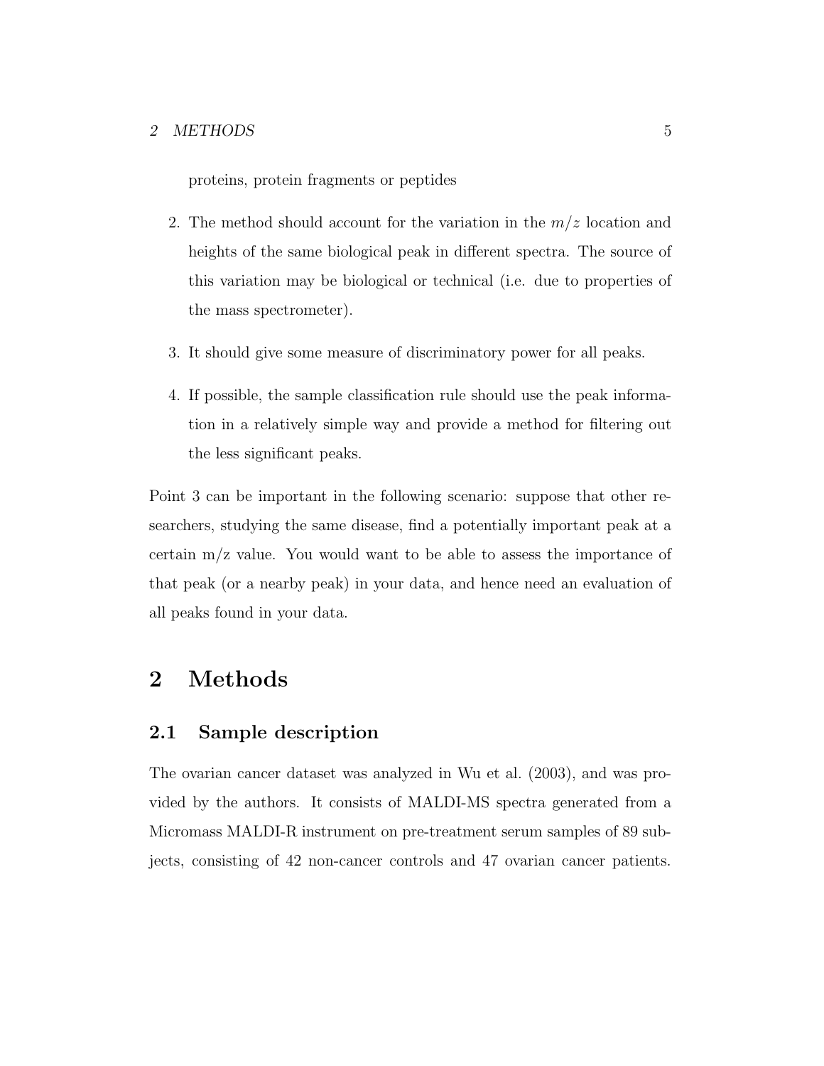proteins, protein fragments or peptides

2. The method should account for the variation in the $m/z$ location and heights of the same biological peak in different spectra. The source of this variation may be biological or technical (i.e. due to properties of the mass spectrometer).

3. It should give some measure of discriminatory power for all peaks.

4. If possible, the sample classification rule should use the peak information in a relatively simple way and provide a method for filtering out the less significant peaks.

Point 3 can be important in the following scenario: suppose that other researchers, studying the same disease, find a potentially important peak at a certain m/z value. You would want to be able to assess the importance of that peak (or a nearby peak) in your data, and hence need an evaluation of all peaks found in your data.

# 2 Methods

## 2.1 Sample description

The ovarian cancer dataset was analyzed in Wu et al. (2003), and was provided by the authors. It consists of MALDI-MS spectra generated from a Micromass MALDI-R instrument on pre-treatment serum samples of 89 subjects, consisting of 42 non-cancer controls and 47 ovarian cancer patients.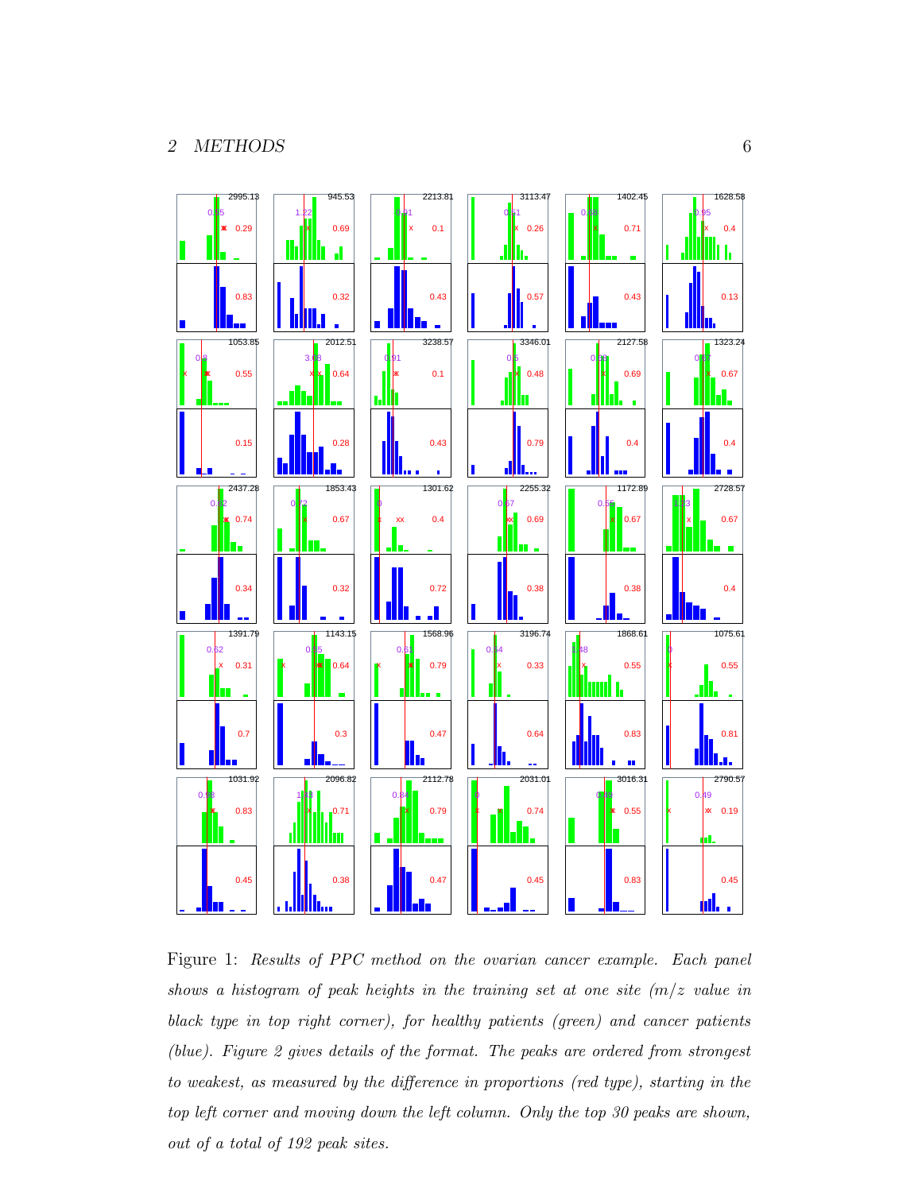Figure 1: *Results of PPC method on the ovarian cancer example. Each panel shows a histogram of peak heights in the training set at one site (m/z value in black type in top right corner), for healthy patients (green) and cancer patients (blue). Figure 2 gives details of the format. The peaks are ordered from strongest to weakest, as measured by the difference in proportions (red type), starting in the top left corner and moving down the left column. Only the top 30 peaks are shown, out of a total of 192 peak sites.*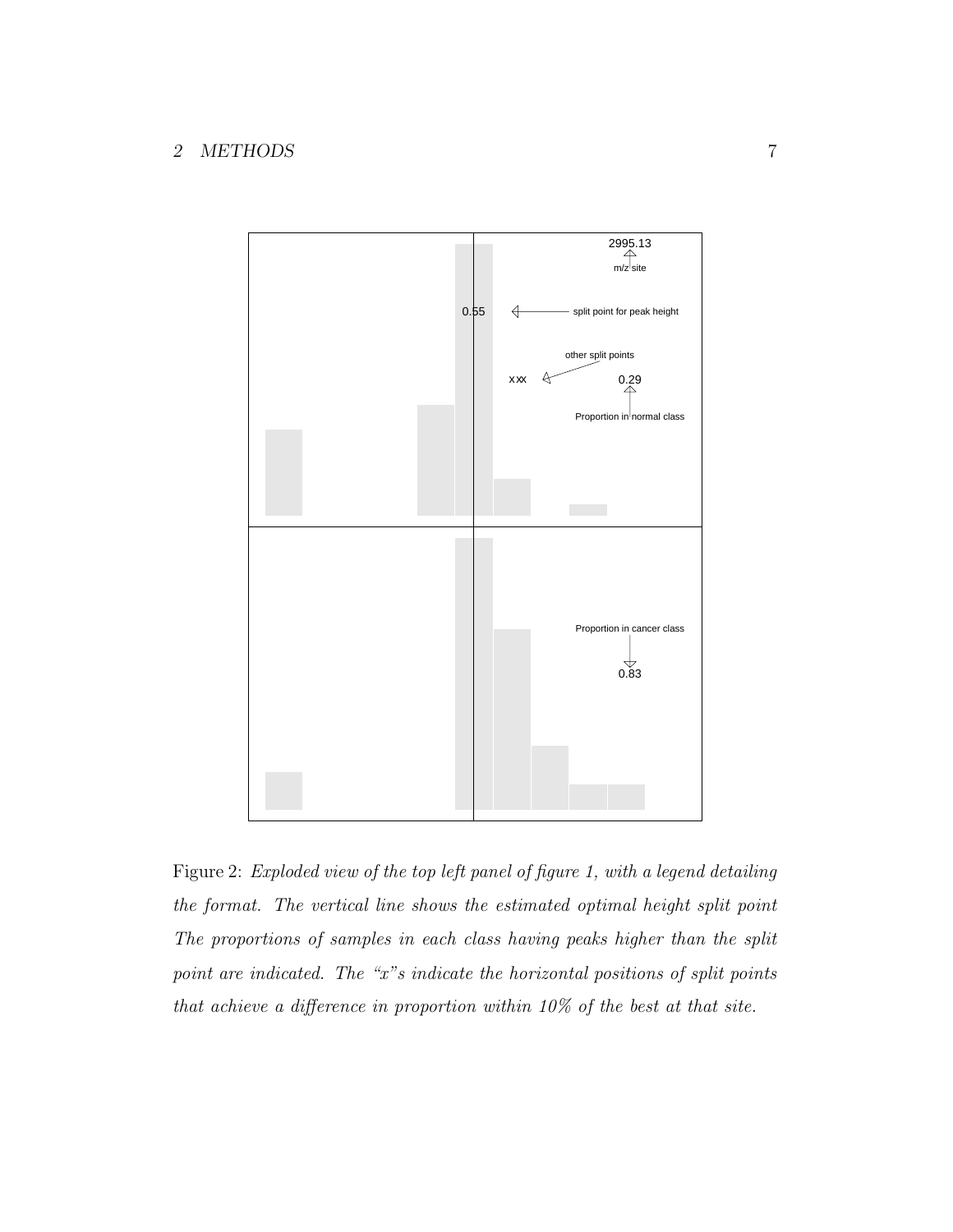Figure 2: *Exploded view of the top left panel of figure 1, with a legend detailing the format. The vertical line shows the estimated optimal height split point The proportions of samples in each class having peaks higher than the split point are indicated. The "x"s indicate the horizontal positions of split points that achieve a difference in proportion within 10% of the best at that site.*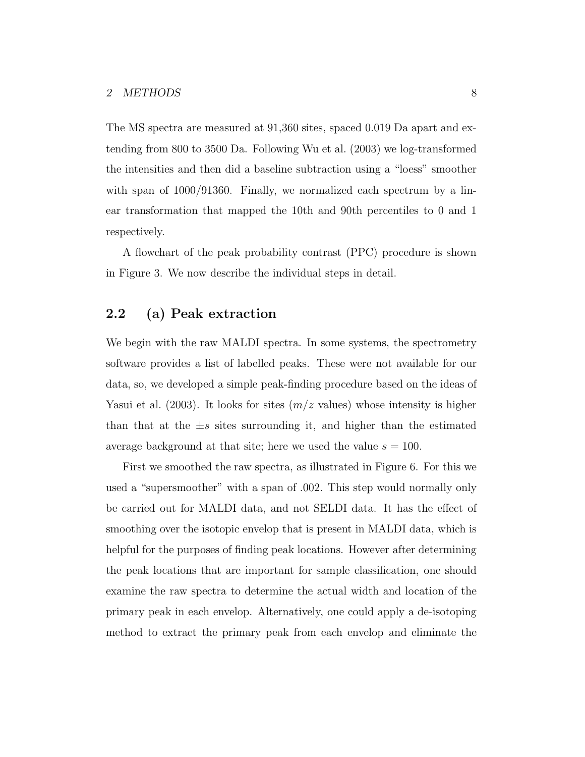The MS spectra are measured at 91,360 sites, spaced 0.019 Da apart and extending from 800 to 3500 Da. Following Wu et al. (2003) we log-transformed the intensities and then did a baseline subtraction using a "loess" smoother with span of 1000/91360. Finally, we normalized each spectrum by a linear transformation that mapped the 10th and 90th percentiles to 0 and 1 respectively.

A flowchart of the peak probability contrast (PPC) procedure is shown in Figure 3. We now describe the individual steps in detail.

## 2.2 (a) Peak extraction

We begin with the raw MALDI spectra. In some systems, the spectrometry software provides a list of labelled peaks. These were not available for our data, so, we developed a simple peak-finding procedure based on the ideas of Yasui et al. (2003). It looks for sites ($m/z$ values) whose intensity is higher than that at the $\pm s$ sites surrounding it, and higher than the estimated average background at that site; here we used the value $s = 100$.

First we smoothed the raw spectra, as illustrated in Figure 6. For this we used a "supersmoother" with a span of .002. This step would normally only be carried out for MALDI data, and not SELDI data. It has the effect of smoothing over the isotopic envelop that is present in MALDI data, which is helpful for the purposes of finding peak locations. However after determining the peak locations that are important for sample classification, one should examine the raw spectra to determine the actual width and location of the primary peak in each envelop. Alternatively, one could apply a de-isotoping method to extract the primary peak from each envelop and eliminate the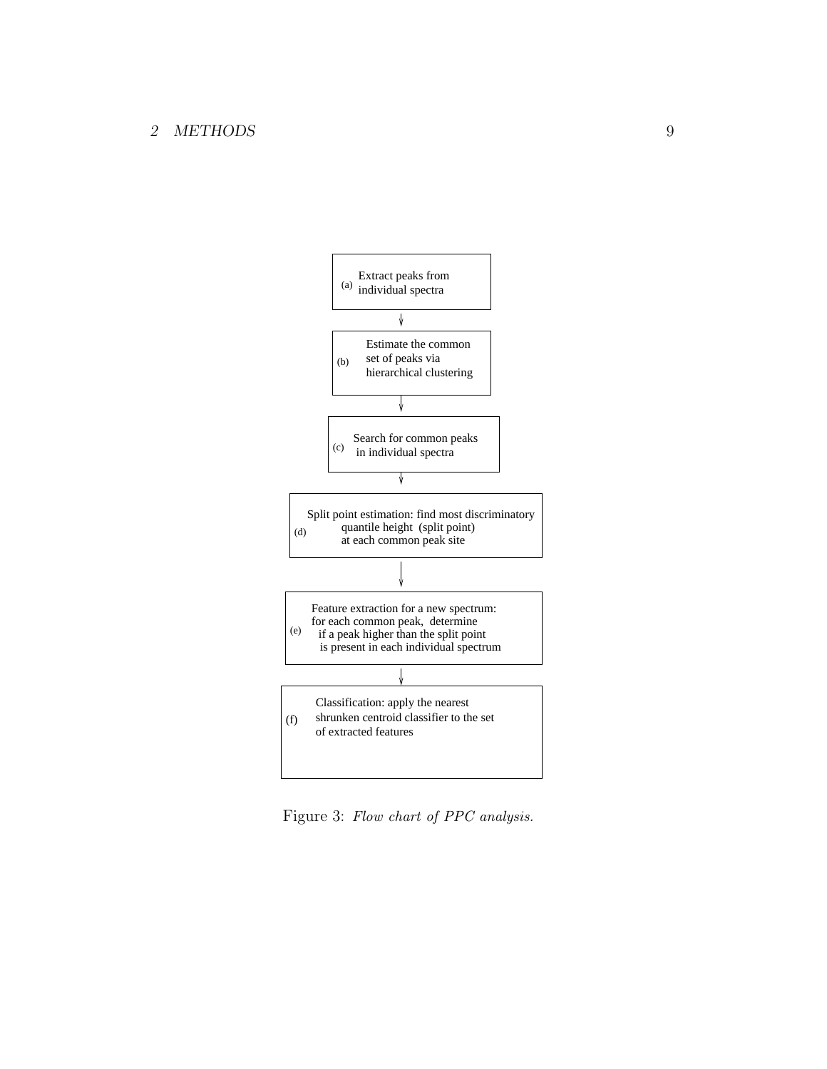(a) Extract peaks from individual spectra

↓

(b) Estimate the common set of peaks via hierarchical clustering

↓

(c) Search for common peaks in individual spectra

↓

(d) Split point estimation: find most discriminatory quantile height (split point) at each common peak site

↓

(e) Feature extraction for a new spectrum: for each common peak, determine if a peak higher than the split point is present in each individual spectrum

↓

(f) Classification: apply the nearest shrunken centroid classifier to the set of extracted features

Figure 3: *Flow chart of PPC analysis.*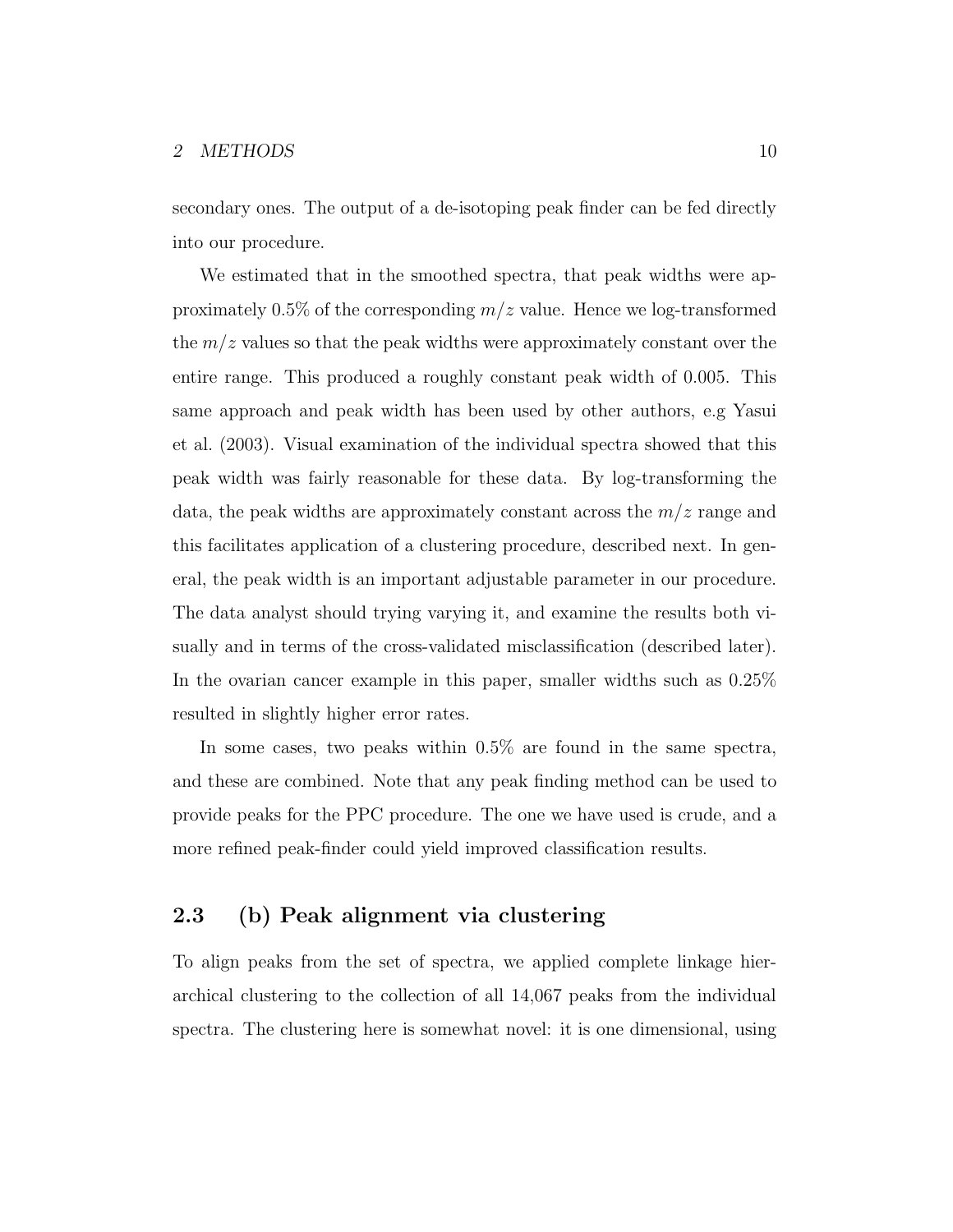secondary ones. The output of a de-isotoping peak finder can be fed directly into our procedure.

We estimated that in the smoothed spectra, that peak widths were approximately 0.5% of the corresponding $m/z$ value. Hence we log-transformed the $m/z$ values so that the peak widths were approximately constant over the entire range. This produced a roughly constant peak width of 0.005. This same approach and peak width has been used by other authors, e.g Yasui et al. (2003). Visual examination of the individual spectra showed that this peak width was fairly reasonable for these data. By log-transforming the data, the peak widths are approximately constant across the $m/z$ range and this facilitates application of a clustering procedure, described next. In general, the peak width is an important adjustable parameter in our procedure. The data analyst should trying varying it, and examine the results both visually and in terms of the cross-validated misclassification (described later). In the ovarian cancer example in this paper, smaller widths such as 0.25% resulted in slightly higher error rates.

In some cases, two peaks within 0.5% are found in the same spectra, and these are combined. Note that any peak finding method can be used to provide peaks for the PPC procedure. The one we have used is crude, and a more refined peak-finder could yield improved classification results.

## 2.3 (b) Peak alignment via clustering

To align peaks from the set of spectra, we applied complete linkage hierarchical clustering to the collection of all 14,067 peaks from the individual spectra. The clustering here is somewhat novel: it is one dimensional, using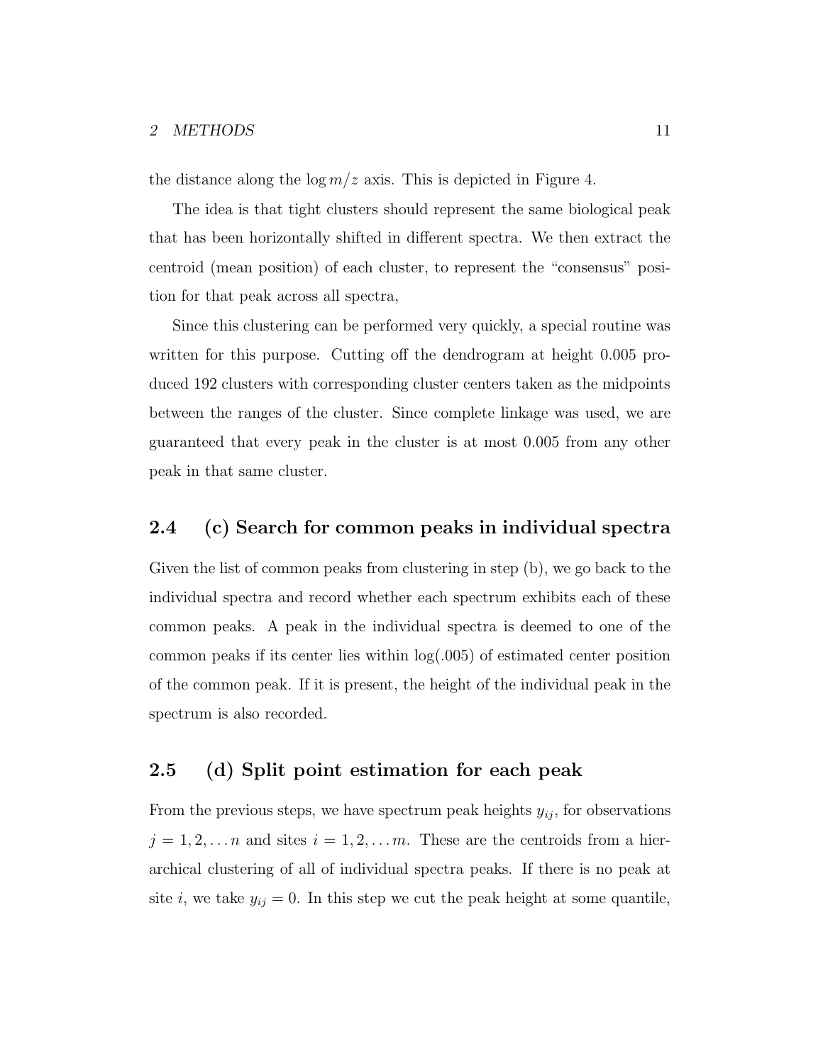the distance along the $\log m/z$ axis. This is depicted in Figure 4.

The idea is that tight clusters should represent the same biological peak that has been horizontally shifted in different spectra. We then extract the centroid (mean position) of each cluster, to represent the "consensus" position for that peak across all spectra,

Since this clustering can be performed very quickly, a special routine was written for this purpose. Cutting off the dendrogram at height 0.005 produced 192 clusters with corresponding cluster centers taken as the midpoints between the ranges of the cluster. Since complete linkage was used, we are guaranteed that every peak in the cluster is at most 0.005 from any other peak in that same cluster.

## 2.4 (c) Search for common peaks in individual spectra

Given the list of common peaks from clustering in step (b), we go back to the individual spectra and record whether each spectrum exhibits each of these common peaks. A peak in the individual spectra is deemed to one of the common peaks if its center lies within log(.005) of estimated center position of the common peak. If it is present, the height of the individual peak in the spectrum is also recorded.

## 2.5 (d) Split point estimation for each peak

From the previous steps, we have spectrum peak heights $y_{ij}$, for observations $j = 1, 2, \ldots n$ and sites $i = 1, 2, \ldots m$. These are the centroids from a hierarchical clustering of all of individual spectra peaks. If there is no peak at site $i$, we take $y_{ij} = 0$. In this step we cut the peak height at some quantile,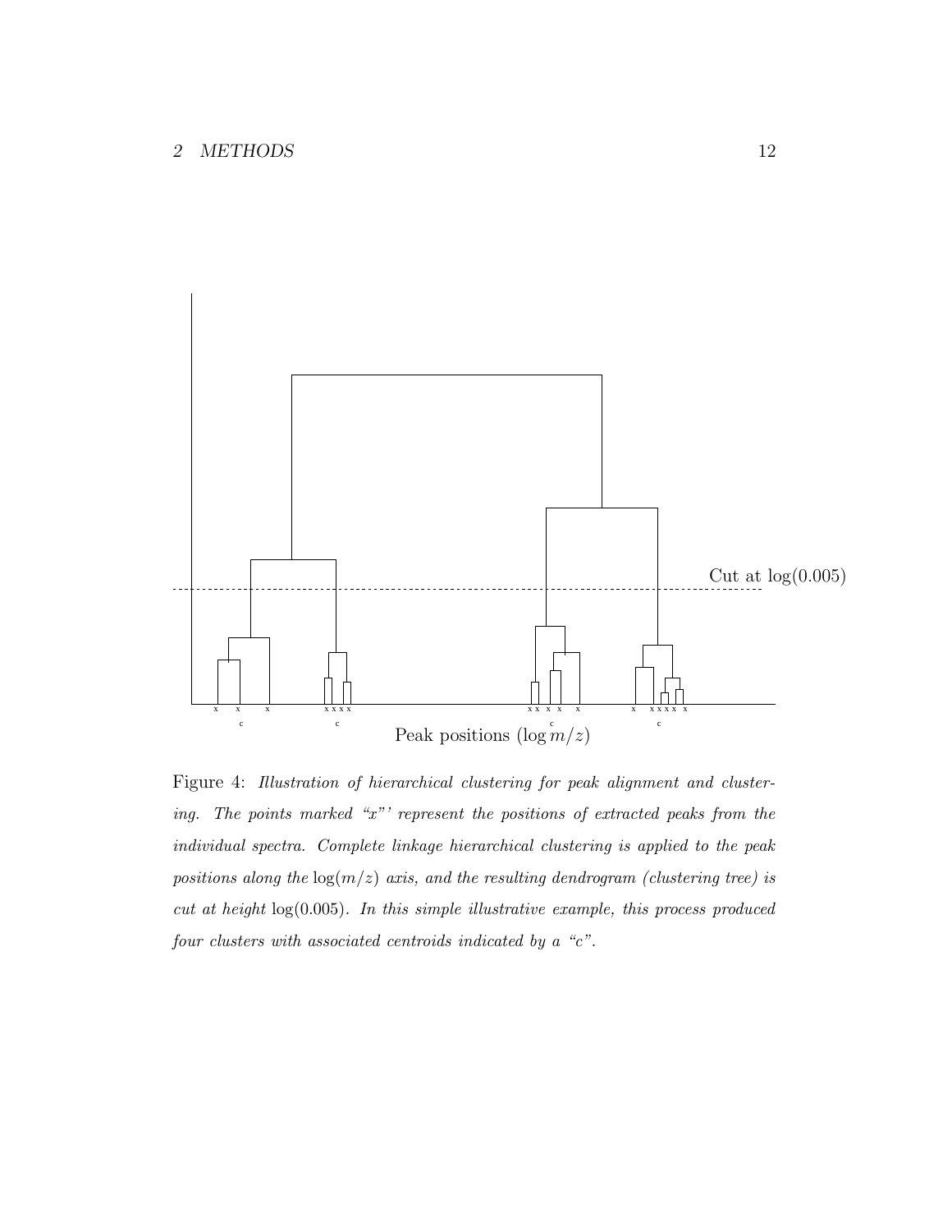Cut at $\log(0.005)$

Peak positions ($\log m/z$)

Figure 4: *Illustration of hierarchical clustering for peak alignment and clustering. The points marked "x"' represent the positions of extracted peaks from the individual spectra. Complete linkage hierarchical clustering is applied to the peak positions along the* $\log(m/z)$ *axis, and the resulting dendrogram (clustering tree) is cut at height* $\log(0.005)$*. In this simple illustrative example, this process produced four clusters with associated centroids indicated by a "c".*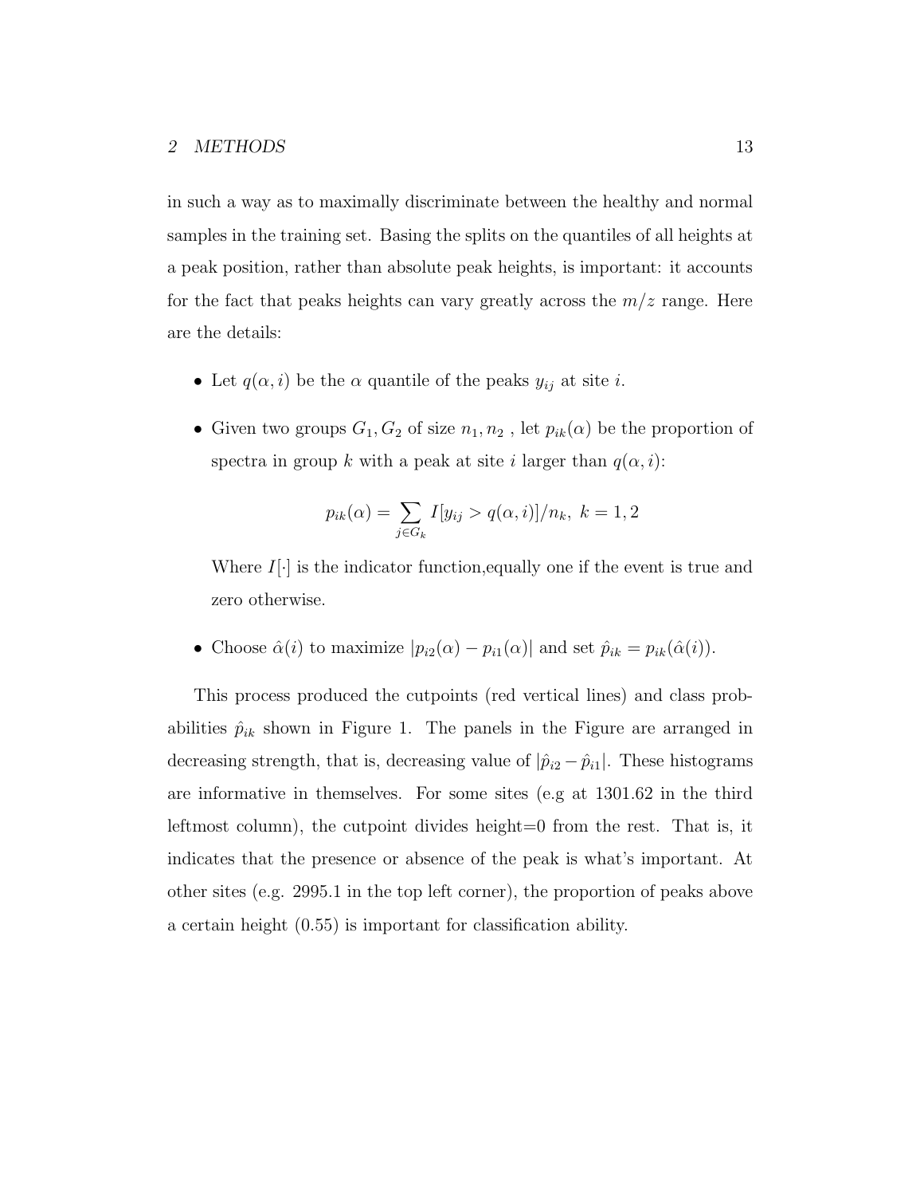in such a way as to maximally discriminate between the healthy and normal samples in the training set. Basing the splits on the quantiles of all heights at a peak position, rather than absolute peak heights, is important: it accounts for the fact that peaks heights can vary greatly across the $m/z$ range. Here are the details:

- Let $q(\alpha, i)$ be the $\alpha$ quantile of the peaks $y_{ij}$ at site $i$.
- Given two groups $G_1, G_2$ of size $n_1, n_2$ , let $p_{ik}(\alpha)$ be the proportion of spectra in group $k$ with a peak at site $i$ larger than $q(\alpha, i)$:

  $$p_{ik}(\alpha) = \sum_{j \in G_k} I[y_{ij} > q(\alpha, i)]/n_k, \; k = 1, 2$$

  Where $I[\cdot]$ is the indicator function,equally one if the event is true and zero otherwise.

- Choose $\hat{\alpha}(i)$ to maximize $|p_{i2}(\alpha) - p_{i1}(\alpha)|$ and set $\hat{p}_{ik} = p_{ik}(\hat{\alpha}(i))$.

This process produced the cutpoints (red vertical lines) and class probabilities $\hat{p}_{ik}$ shown in Figure 1. The panels in the Figure are arranged in decreasing strength, that is, decreasing value of $|\hat{p}_{i2} - \hat{p}_{i1}|$. These histograms are informative in themselves. For some sites (e.g at 1301.62 in the third leftmost column), the cutpoint divides height=0 from the rest. That is, it indicates that the presence or absence of the peak is what's important. At other sites (e.g. 2995.1 in the top left corner), the proportion of peaks above a certain height (0.55) is important for classification ability.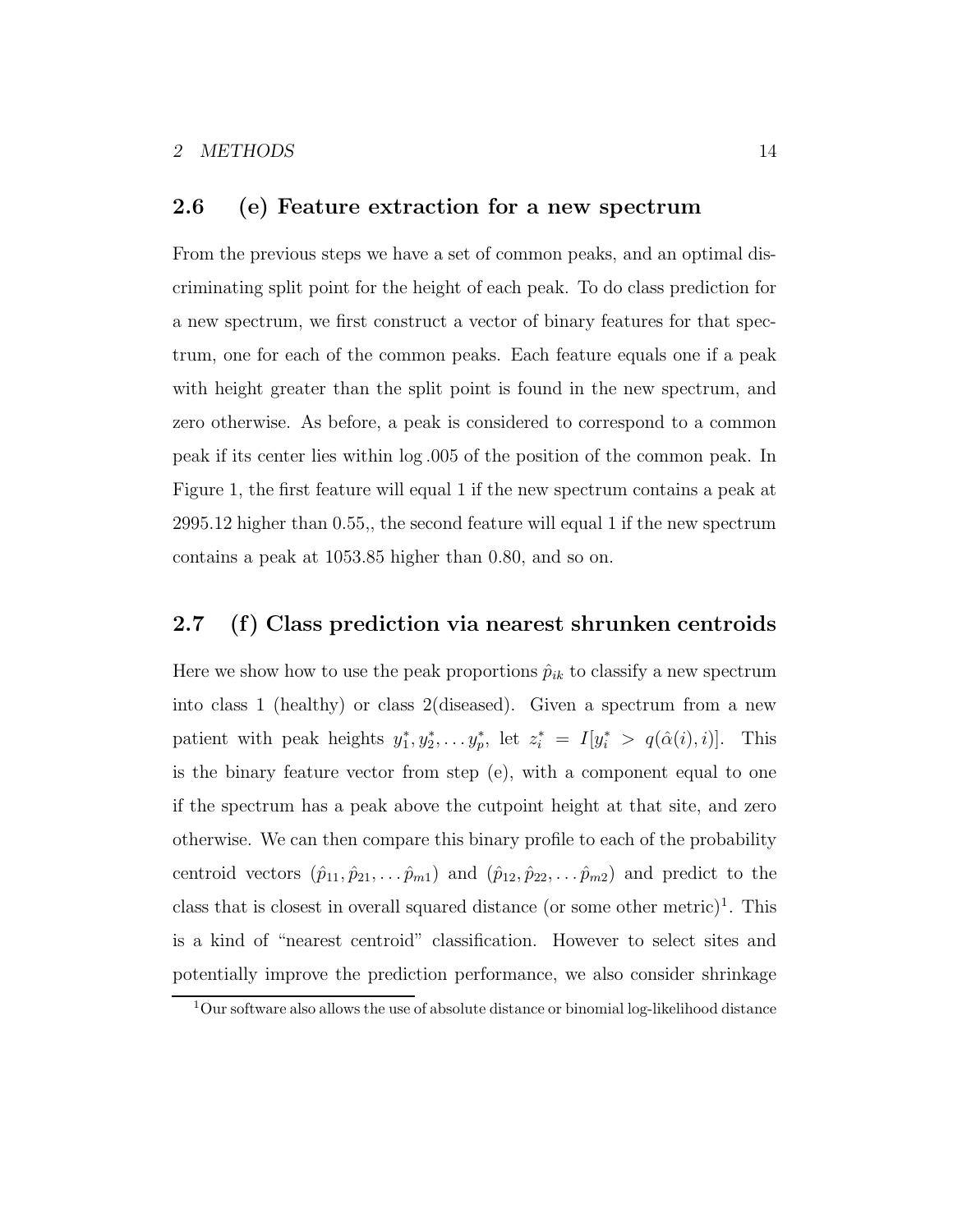## 2.6 (e) Feature extraction for a new spectrum

From the previous steps we have a set of common peaks, and an optimal discriminating split point for the height of each peak. To do class prediction for a new spectrum, we first construct a vector of binary features for that spectrum, one for each of the common peaks. Each feature equals one if a peak with height greater than the split point is found in the new spectrum, and zero otherwise. As before, a peak is considered to correspond to a common peak if its center lies within log .005 of the position of the common peak. In Figure 1, the first feature will equal 1 if the new spectrum contains a peak at 2995.12 higher than 0.55,, the second feature will equal 1 if the new spectrum contains a peak at 1053.85 higher than 0.80, and so on.

## 2.7 (f) Class prediction via nearest shrunken centroids

Here we show how to use the peak proportions $\hat{p}_{ik}$ to classify a new spectrum into class 1 (healthy) or class 2(diseased). Given a spectrum from a new patient with peak heights $y_1^*, y_2^*, \ldots y_p^*$, let $z_i^* = I[y_i^* > q(\hat{\alpha}(i), i)]$. This is the binary feature vector from step (e), with a component equal to one if the spectrum has a peak above the cutpoint height at that site, and zero otherwise. We can then compare this binary profile to each of the probability centroid vectors $(\hat{p}_{11}, \hat{p}_{21}, \ldots \hat{p}_{m1})$ and $(\hat{p}_{12}, \hat{p}_{22}, \ldots \hat{p}_{m2})$ and predict to the class that is closest in overall squared distance (or some other metric)[1]. This is a kind of "nearest centroid" classification. However to select sites and potentially improve the prediction performance, we also consider shrinkage

[1] Our software also allows the use of absolute distance or binomial log-likelihood distance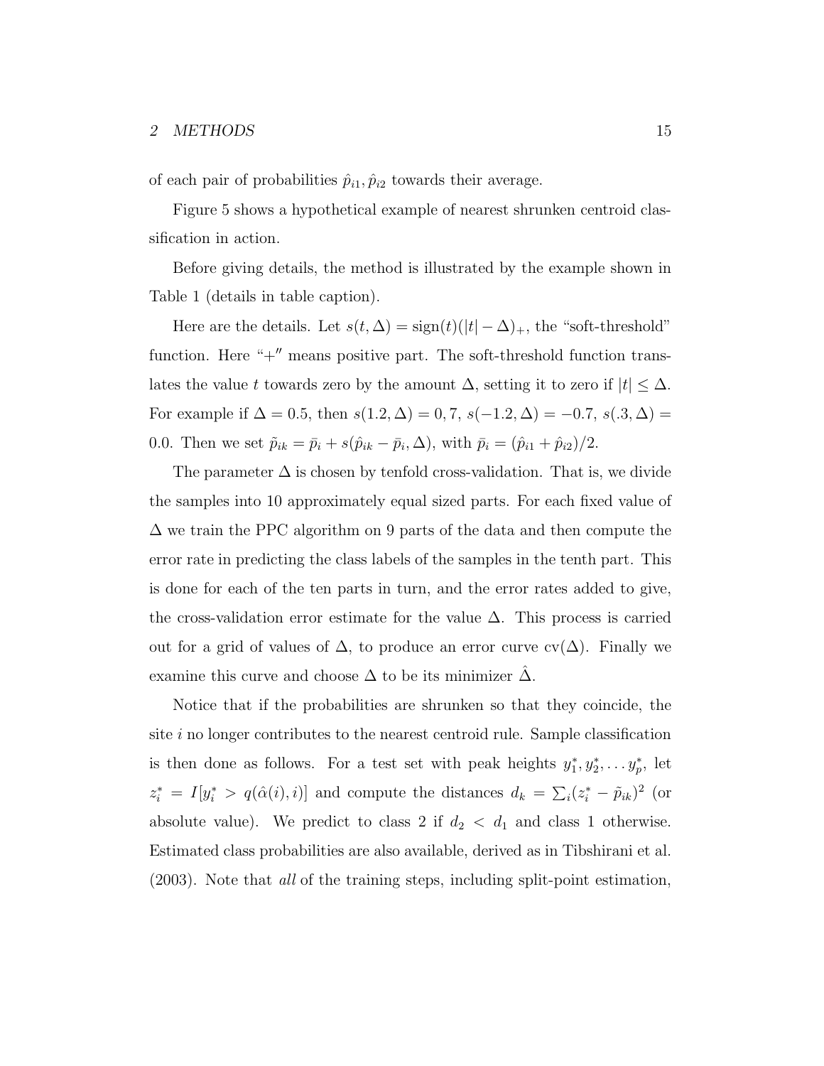of each pair of probabilities $\hat{p}_{i1}, \hat{p}_{i2}$ towards their average.

Figure 5 shows a hypothetical example of nearest shrunken centroid classification in action.

Before giving details, the method is illustrated by the example shown in Table 1 (details in table caption).

Here are the details. Let $s(t, \Delta) = \text{sign}(t)(|t| - \Delta)_+$, the "soft-threshold" function. Here "$+''$ means positive part. The soft-threshold function translates the value $t$ towards zero by the amount $\Delta$, setting it to zero if $|t| \leq \Delta$. For example if $\Delta = 0.5$, then $s(1.2, \Delta) = 0, 7$, $s(-1.2, \Delta) = -0.7$, $s(.3, \Delta) = 0.0$. Then we set $\tilde{p}_{ik} = \bar{p}_i + s(\hat{p}_{ik} - \bar{p}_i, \Delta)$, with $\bar{p}_i = (\hat{p}_{i1} + \hat{p}_{i2})/2$.

The parameter $\Delta$ is chosen by tenfold cross-validation. That is, we divide the samples into 10 approximately equal sized parts. For each fixed value of $\Delta$ we train the PPC algorithm on 9 parts of the data and then compute the error rate in predicting the class labels of the samples in the tenth part. This is done for each of the ten parts in turn, and the error rates added to give, the cross-validation error estimate for the value $\Delta$. This process is carried out for a grid of values of $\Delta$, to produce an error curve $\text{cv}(\Delta)$. Finally we examine this curve and choose $\Delta$ to be its minimizer $\hat{\Delta}$.

Notice that if the probabilities are shrunken so that they coincide, the site $i$ no longer contributes to the nearest centroid rule. Sample classification is then done as follows. For a test set with peak heights $y_1^*, y_2^*, \ldots y_p^*$, let $z_i^* = I[y_i^* > q(\hat{\alpha}(i), i)]$ and compute the distances $d_k = \sum_i (z_i^* - \tilde{p}_{ik})^2$ (or absolute value). We predict to class 2 if $d_2 < d_1$ and class 1 otherwise. Estimated class probabilities are also available, derived as in Tibshirani et al. (2003). Note that *all* of the training steps, including split-point estimation,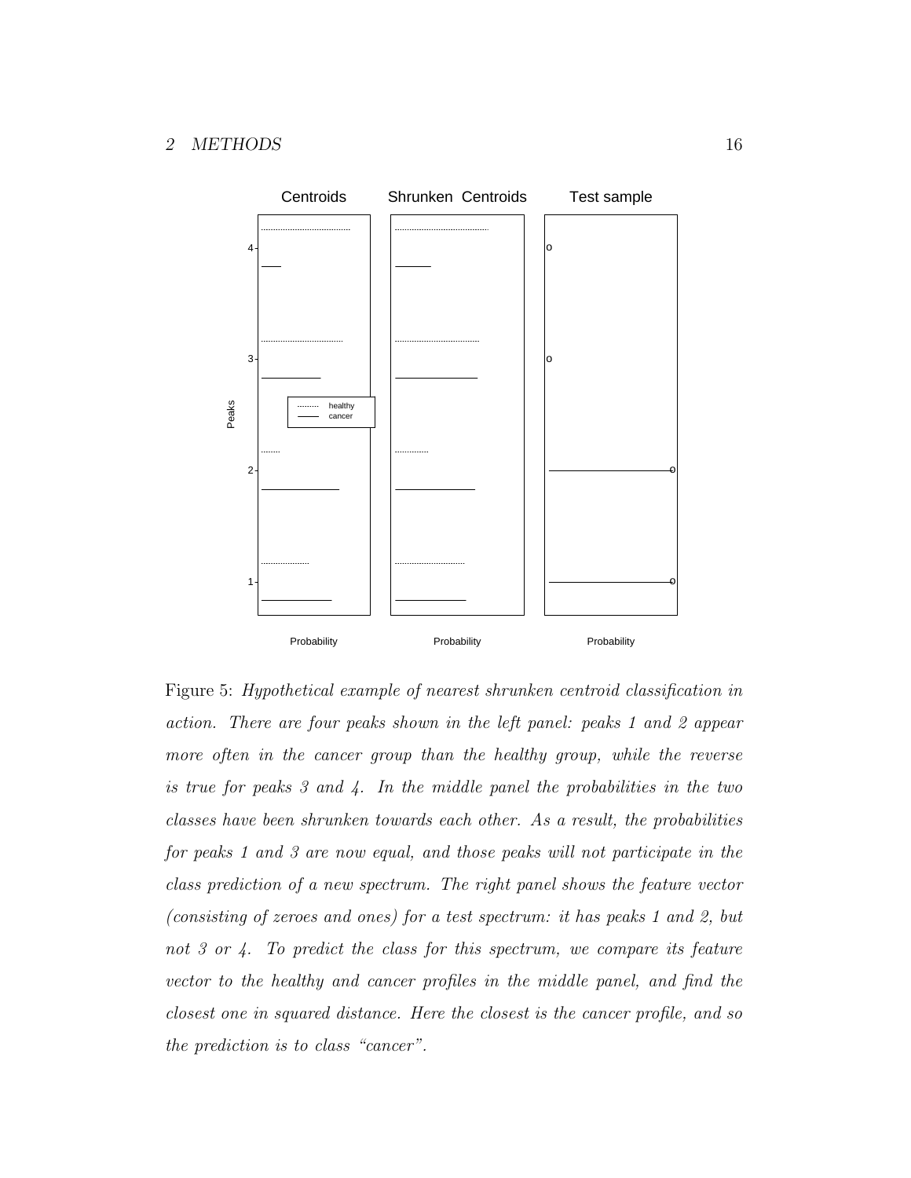Figure 5: *Hypothetical example of nearest shrunken centroid classification in action. There are four peaks shown in the left panel: peaks 1 and 2 appear more often in the cancer group than the healthy group, while the reverse is true for peaks 3 and 4. In the middle panel the probabilities in the two classes have been shrunken towards each other. As a result, the probabilities for peaks 1 and 3 are now equal, and those peaks will not participate in the class prediction of a new spectrum. The right panel shows the feature vector (consisting of zeroes and ones) for a test spectrum: it has peaks 1 and 2, but not 3 or 4. To predict the class for this spectrum, we compare its feature vector to the healthy and cancer profiles in the middle panel, and find the closest one in squared distance. Here the closest is the cancer profile, and so the prediction is to class "cancer".*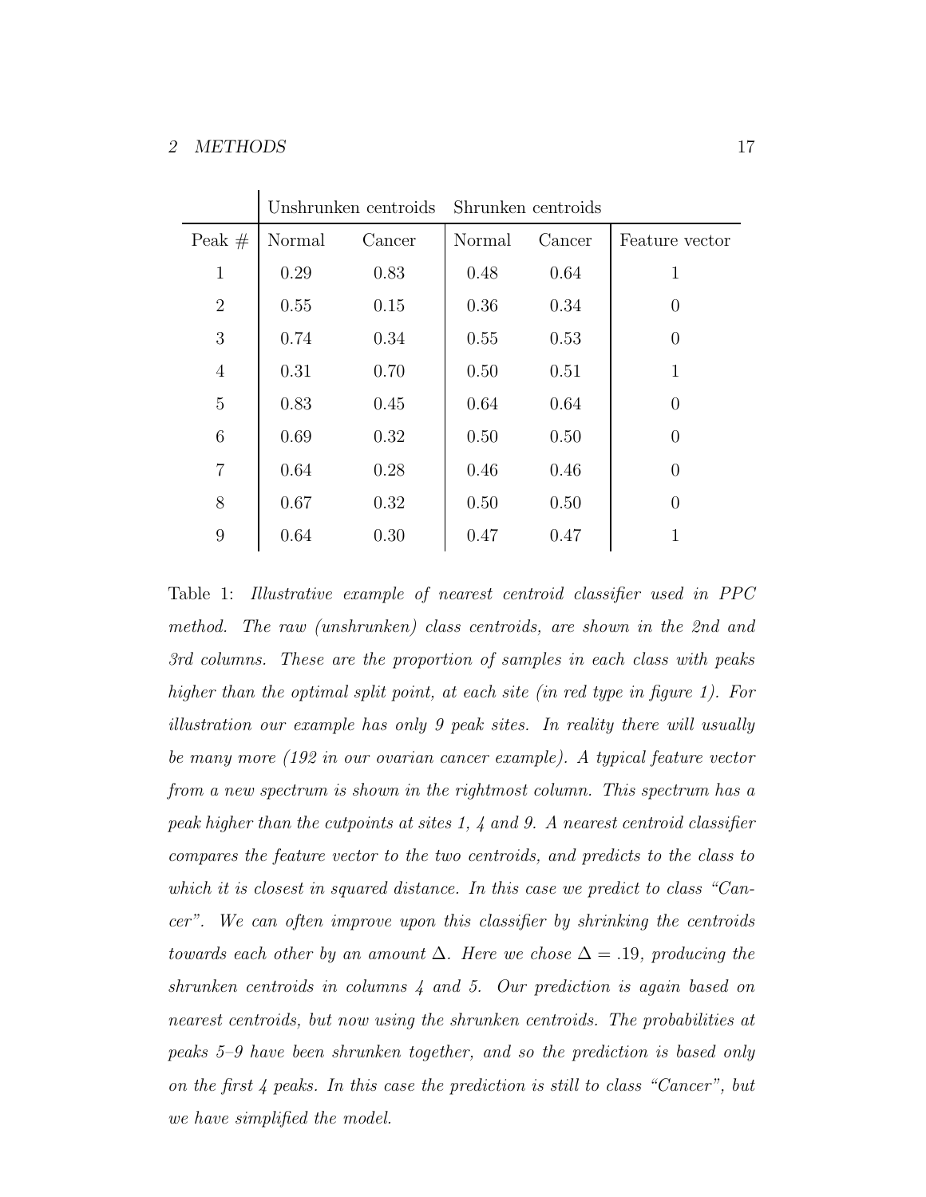| | Unshrunken centroids | | Shrunken centroids | | |
|---|---|---|---|---|---|
| Peak # | Normal | Cancer | Normal | Cancer | Feature vector |
| 1 | 0.29 | 0.83 | 0.48 | 0.64 | 1 |
| 2 | 0.55 | 0.15 | 0.36 | 0.34 | 0 |
| 3 | 0.74 | 0.34 | 0.55 | 0.53 | 0 |
| 4 | 0.31 | 0.70 | 0.50 | 0.51 | 1 |
| 5 | 0.83 | 0.45 | 0.64 | 0.64 | 0 |
| 6 | 0.69 | 0.32 | 0.50 | 0.50 | 0 |
| 7 | 0.64 | 0.28 | 0.46 | 0.46 | 0 |
| 8 | 0.67 | 0.32 | 0.50 | 0.50 | 0 |
| 9 | 0.64 | 0.30 | 0.47 | 0.47 | 1 |

Table 1: *Illustrative example of nearest centroid classifier used in PPC method. The raw (unshrunken) class centroids, are shown in the 2nd and 3rd columns. These are the proportion of samples in each class with peaks higher than the optimal split point, at each site (in red type in figure 1). For illustration our example has only 9 peak sites. In reality there will usually be many more (192 in our ovarian cancer example). A typical feature vector from a new spectrum is shown in the rightmost column. This spectrum has a peak higher than the cutpoints at sites 1, 4 and 9. A nearest centroid classifier compares the feature vector to the two centroids, and predicts to the class to which it is closest in squared distance. In this case we predict to class "Cancer". We can often improve upon this classifier by shrinking the centroids towards each other by an amount $\Delta$. Here we chose $\Delta = .19$, producing the shrunken centroids in columns 4 and 5. Our prediction is again based on nearest centroids, but now using the shrunken centroids. The probabilities at peaks 5–9 have been shrunken together, and so the prediction is based only on the first 4 peaks. In this case the prediction is still to class "Cancer", but we have simplified the model.*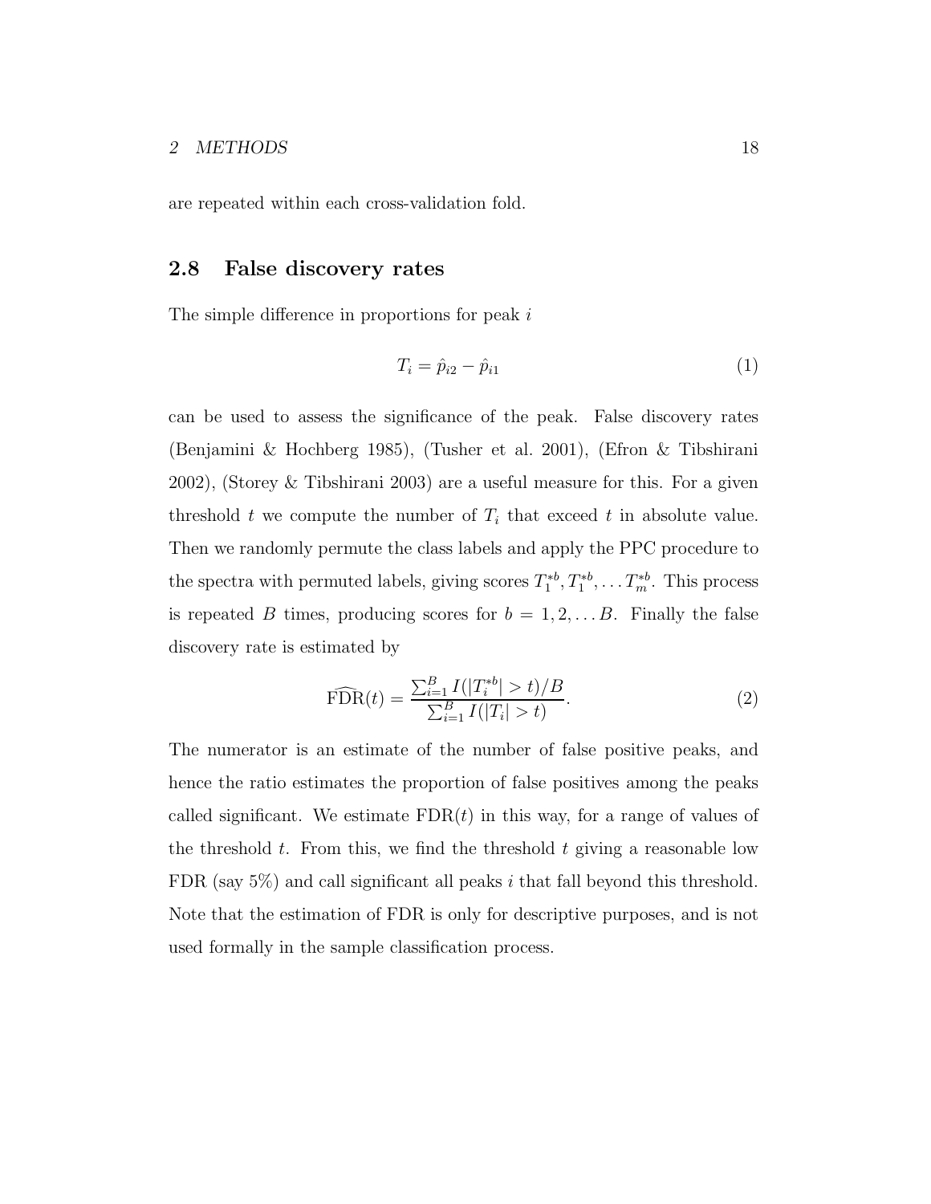are repeated within each cross-validation fold.

## 2.8 False discovery rates

The simple difference in proportions for peak $i$

$$T_i = \hat{p}_{i2} - \hat{p}_{i1} \tag{1}$$

can be used to assess the significance of the peak. False discovery rates (Benjamini & Hochberg 1985), (Tusher et al. 2001), (Efron & Tibshirani 2002), (Storey & Tibshirani 2003) are a useful measure for this. For a given threshold $t$ we compute the number of $T_i$ that exceed $t$ in absolute value. Then we randomly permute the class labels and apply the PPC procedure to the spectra with permuted labels, giving scores $T_1^{*b}, T_1^{*b}, \ldots T_m^{*b}$. This process is repeated $B$ times, producing scores for $b = 1, 2, \ldots B$. Finally the false discovery rate is estimated by

$$\widehat{\text{FDR}}(t) = \frac{\sum_{i=1}^{B} I(|T_i^{*b}| > t)/B}{\sum_{i=1}^{B} I(|T_i| > t)}. \tag{2}$$

The numerator is an estimate of the number of false positive peaks, and hence the ratio estimates the proportion of false positives among the peaks called significant. We estimate $\text{FDR}(t)$ in this way, for a range of values of the threshold $t$. From this, we find the threshold $t$ giving a reasonable low FDR (say 5%) and call significant all peaks $i$ that fall beyond this threshold. Note that the estimation of FDR is only for descriptive purposes, and is not used formally in the sample classification process.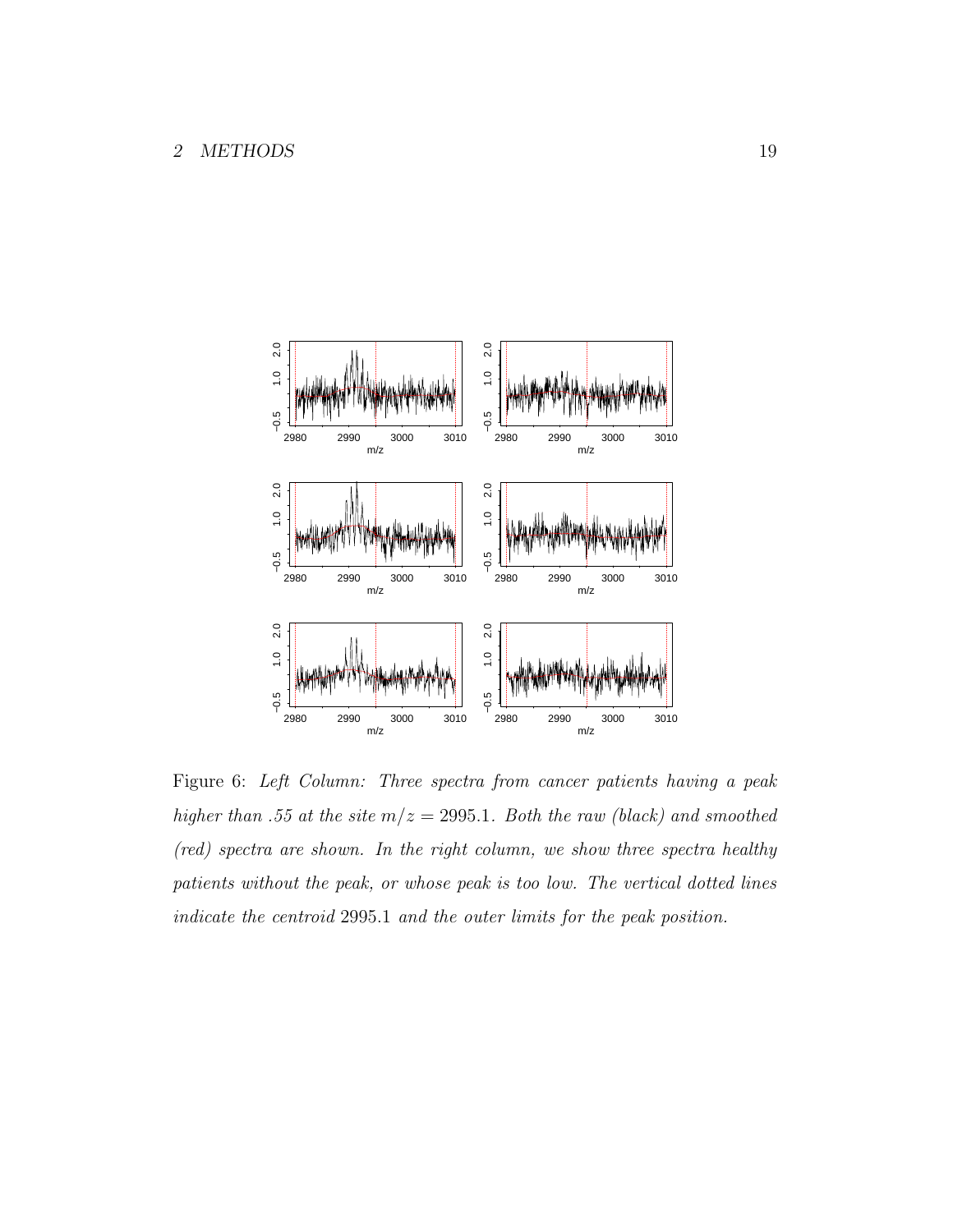Figure 6: *Left Column: Three spectra from cancer patients having a peak higher than .55 at the site* $m/z = 2995.1$*. Both the raw (black) and smoothed (red) spectra are shown. In the right column, we show three spectra healthy patients without the peak, or whose peak is too low. The vertical dotted lines indicate the centroid* 2995.1 *and the outer limits for the peak position.*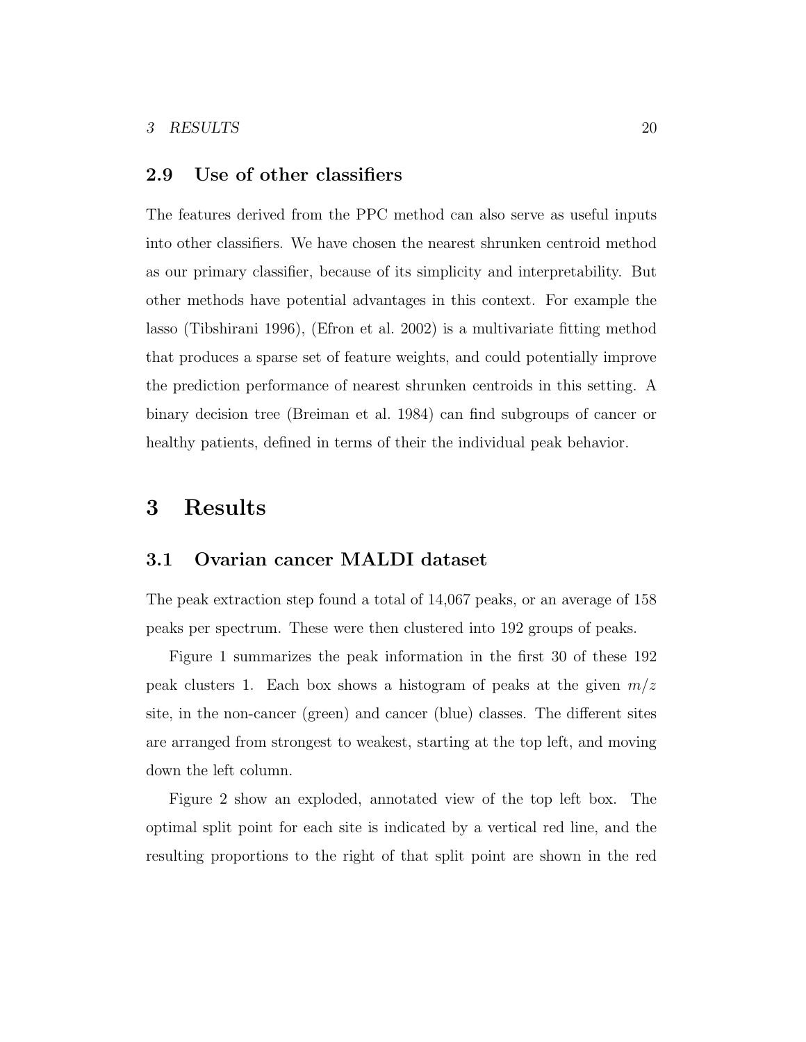## 2.9 Use of other classifiers

The features derived from the PPC method can also serve as useful inputs into other classifiers. We have chosen the nearest shrunken centroid method as our primary classifier, because of its simplicity and interpretability. But other methods have potential advantages in this context. For example the lasso (Tibshirani 1996), (Efron et al. 2002) is a multivariate fitting method that produces a sparse set of feature weights, and could potentially improve the prediction performance of nearest shrunken centroids in this setting. A binary decision tree (Breiman et al. 1984) can find subgroups of cancer or healthy patients, defined in terms of their the individual peak behavior.

# 3 Results

## 3.1 Ovarian cancer MALDI dataset

The peak extraction step found a total of 14,067 peaks, or an average of 158 peaks per spectrum. These were then clustered into 192 groups of peaks.

Figure 1 summarizes the peak information in the first 30 of these 192 peak clusters 1. Each box shows a histogram of peaks at the given $m/z$ site, in the non-cancer (green) and cancer (blue) classes. The different sites are arranged from strongest to weakest, starting at the top left, and moving down the left column.

Figure 2 show an exploded, annotated view of the top left box. The optimal split point for each site is indicated by a vertical red line, and the resulting proportions to the right of that split point are shown in the red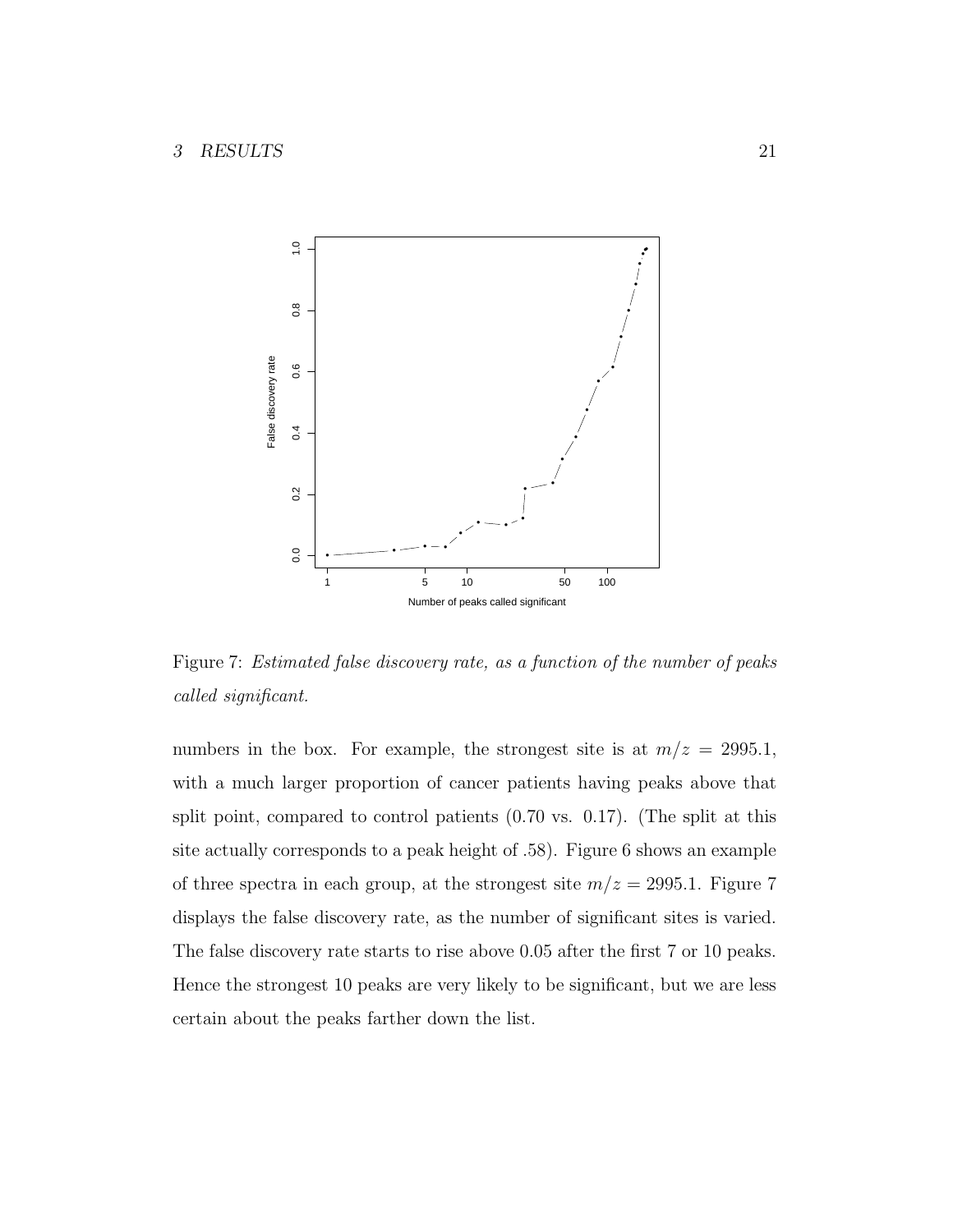Figure 7: *Estimated false discovery rate, as a function of the number of peaks called significant.*

numbers in the box. For example, the strongest site is at $m/z = 2995.1$, with a much larger proportion of cancer patients having peaks above that split point, compared to control patients (0.70 vs. 0.17). (The split at this site actually corresponds to a peak height of .58). Figure 6 shows an example of three spectra in each group, at the strongest site $m/z = 2995.1$. Figure 7 displays the false discovery rate, as the number of significant sites is varied. The false discovery rate starts to rise above 0.05 after the first 7 or 10 peaks. Hence the strongest 10 peaks are very likely to be significant, but we are less certain about the peaks farther down the list.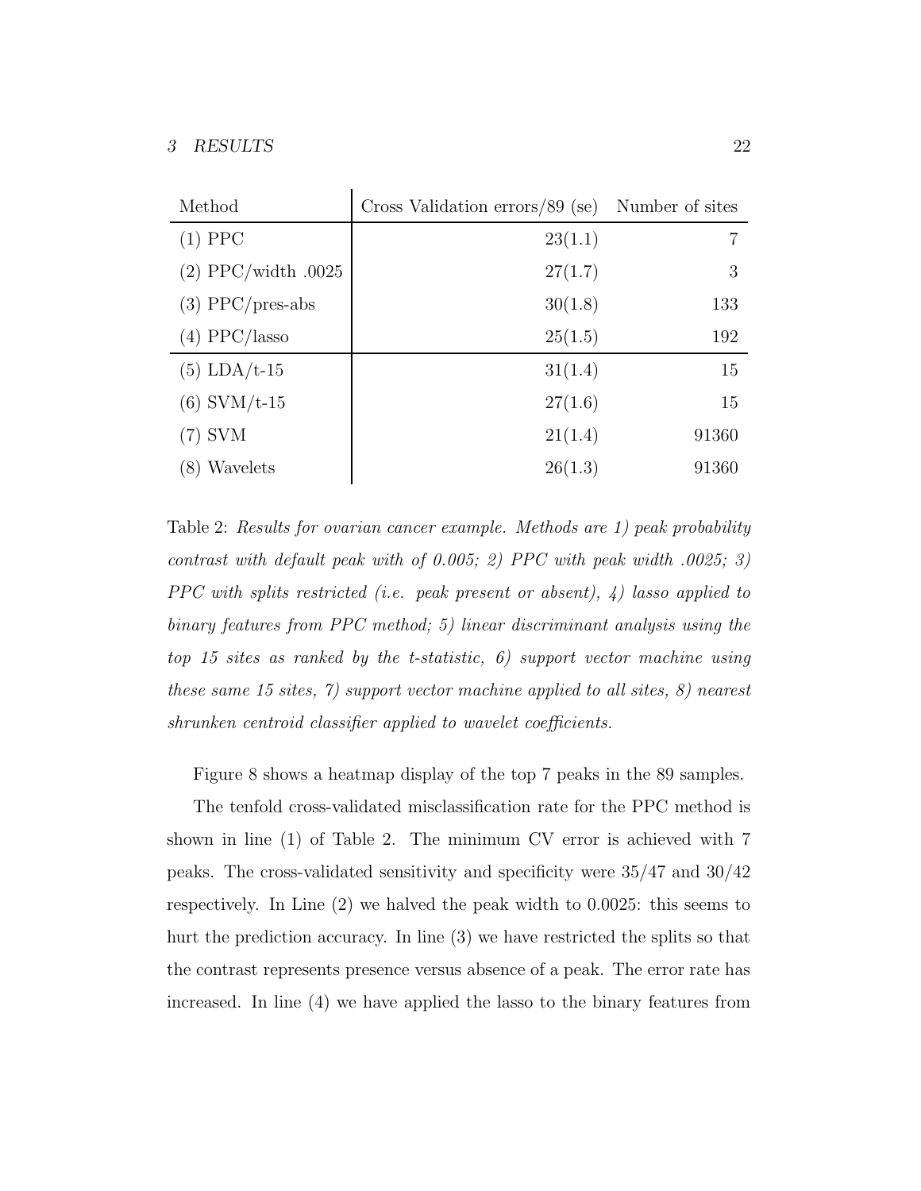| Method | Cross Validation errors/89 (se) | Number of sites |
|---|---|---|
| (1) PPC | 23(1.1) | 7 |
| (2) PPC/width .0025 | 27(1.7) | 3 |
| (3) PPC/pres-abs | 30(1.8) | 133 |
| (4) PPC/lasso | 25(1.5) | 192 |
| (5) LDA/t-15 | 31(1.4) | 15 |
| (6) SVM/t-15 | 27(1.6) | 15 |
| (7) SVM | 21(1.4) | 91360 |
| (8) Wavelets | 26(1.3) | 91360 |

Table 2: *Results for ovarian cancer example. Methods are 1) peak probability contrast with default peak with of 0.005; 2) PPC with peak width .0025; 3) PPC with splits restricted (i.e. peak present or absent), 4) lasso applied to binary features from PPC method; 5) linear discriminant analysis using the top 15 sites as ranked by the t-statistic, 6) support vector machine using these same 15 sites, 7) support vector machine applied to all sites, 8) nearest shrunken centroid classifier applied to wavelet coefficients.*

Figure 8 shows a heatmap display of the top 7 peaks in the 89 samples.

The tenfold cross-validated misclassification rate for the PPC method is shown in line (1) of Table 2. The minimum CV error is achieved with 7 peaks. The cross-validated sensitivity and specificity were 35/47 and 30/42 respectively. In Line (2) we halved the peak width to 0.0025: this seems to hurt the prediction accuracy. In line (3) we have restricted the splits so that the contrast represents presence versus absence of a peak. The error rate has increased. In line (4) we have applied the lasso to the binary features from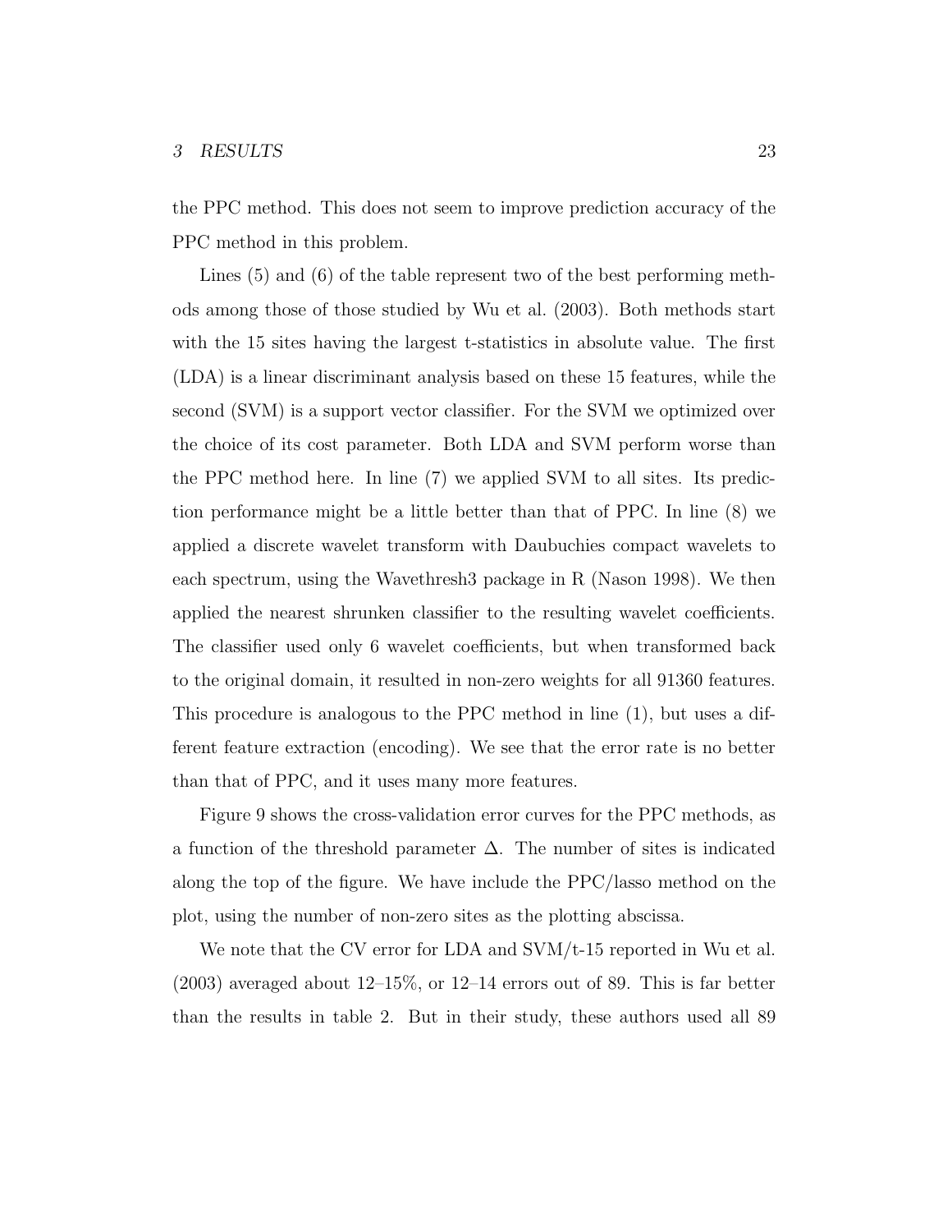the PPC method. This does not seem to improve prediction accuracy of the PPC method in this problem.

Lines (5) and (6) of the table represent two of the best performing methods among those of those studied by Wu et al. (2003). Both methods start with the 15 sites having the largest t-statistics in absolute value. The first (LDA) is a linear discriminant analysis based on these 15 features, while the second (SVM) is a support vector classifier. For the SVM we optimized over the choice of its cost parameter. Both LDA and SVM perform worse than the PPC method here. In line (7) we applied SVM to all sites. Its prediction performance might be a little better than that of PPC. In line (8) we applied a discrete wavelet transform with Daubuchies compact wavelets to each spectrum, using the Wavethresh3 package in R (Nason 1998). We then applied the nearest shrunken classifier to the resulting wavelet coefficients. The classifier used only 6 wavelet coefficients, but when transformed back to the original domain, it resulted in non-zero weights for all 91360 features. This procedure is analogous to the PPC method in line (1), but uses a different feature extraction (encoding). We see that the error rate is no better than that of PPC, and it uses many more features.

Figure 9 shows the cross-validation error curves for the PPC methods, as a function of the threshold parameter $\Delta$. The number of sites is indicated along the top of the figure. We have include the PPC/lasso method on the plot, using the number of non-zero sites as the plotting abscissa.

We note that the CV error for LDA and SVM/t-15 reported in Wu et al. (2003) averaged about 12–15%, or 12–14 errors out of 89. This is far better than the results in table 2. But in their study, these authors used all 89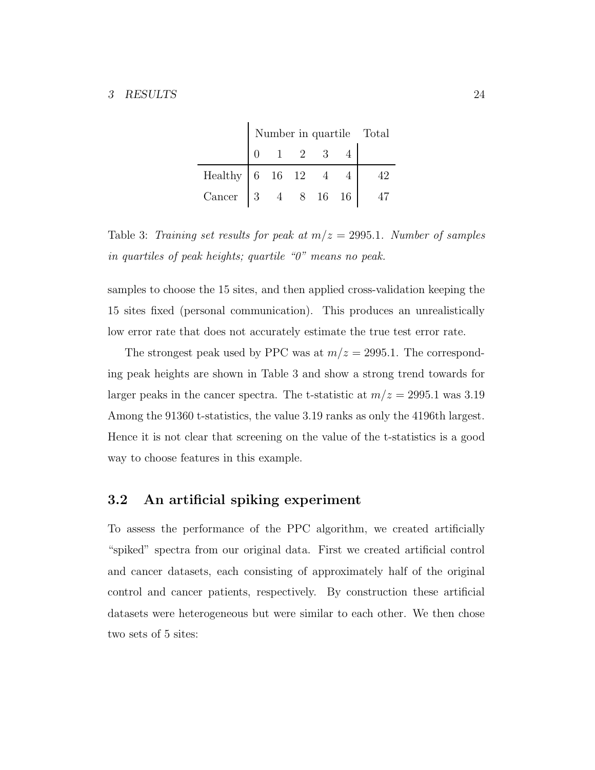| | Number in quartile | | | | | Total |
|---|---|---|---|---|---|---|
| | 0 | 1 | 2 | 3 | 4 | |
| Healthy | 6 | 16 | 12 | 4 | 4 | 42 |
| Cancer | 3 | 4 | 8 | 16 | 16 | 47 |

Table 3: *Training set results for peak at $m/z = 2995.1$. Number of samples in quartiles of peak heights; quartile "0" means no peak.*

samples to choose the 15 sites, and then applied cross-validation keeping the 15 sites fixed (personal communication). This produces an unrealistically low error rate that does not accurately estimate the true test error rate.

The strongest peak used by PPC was at $m/z = 2995.1$. The corresponding peak heights are shown in Table 3 and show a strong trend towards for larger peaks in the cancer spectra. The t-statistic at $m/z = 2995.1$ was 3.19 Among the 91360 t-statistics, the value 3.19 ranks as only the 4196th largest. Hence it is not clear that screening on the value of the t-statistics is a good way to choose features in this example.

## 3.2 An artificial spiking experiment

To assess the performance of the PPC algorithm, we created artificially "spiked" spectra from our original data. First we created artificial control and cancer datasets, each consisting of approximately half of the original control and cancer patients, respectively. By construction these artificial datasets were heterogeneous but were similar to each other. We then chose two sets of 5 sites: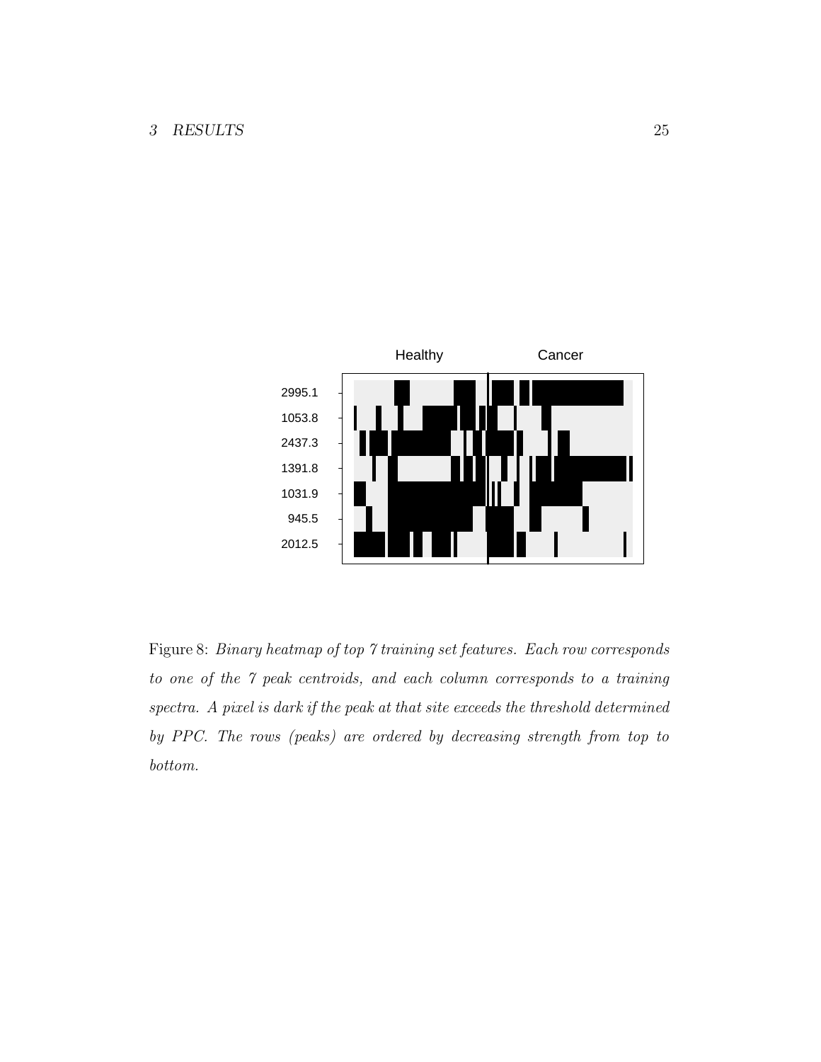Figure 8: *Binary heatmap of top 7 training set features. Each row corresponds to one of the 7 peak centroids, and each column corresponds to a training spectra. A pixel is dark if the peak at that site exceeds the threshold determined by PPC. The rows (peaks) are ordered by decreasing strength from top to bottom.*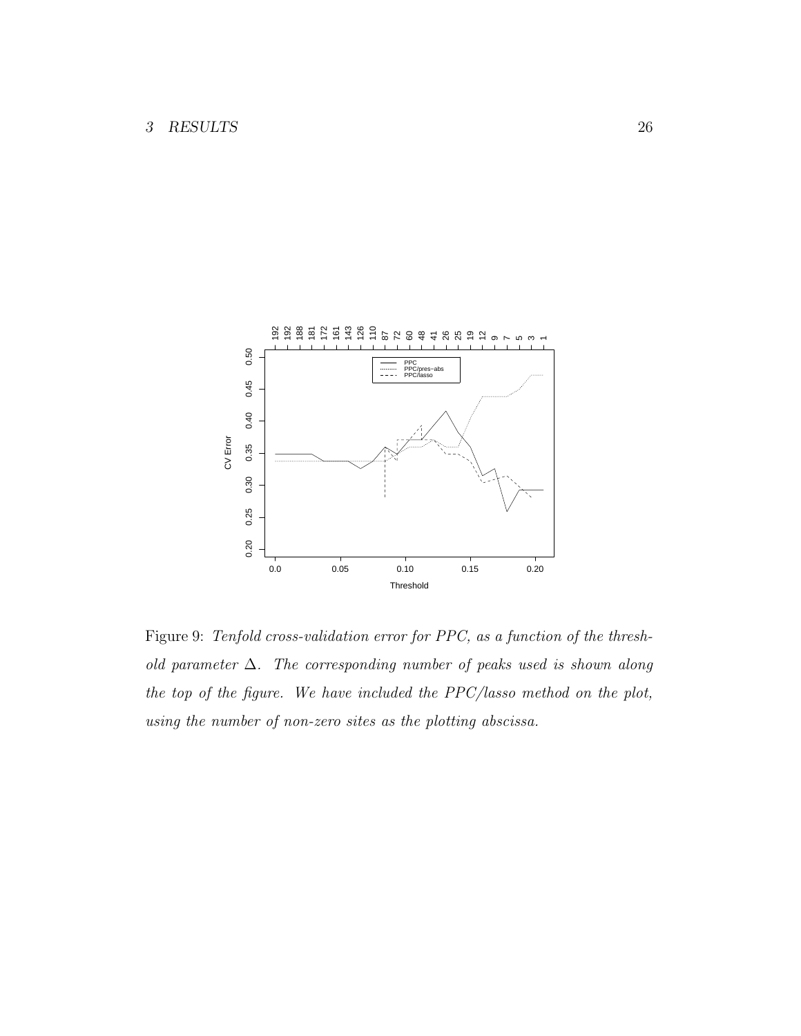Figure 9: *Tenfold cross-validation error for PPC, as a function of the threshold parameter $\Delta$. The corresponding number of peaks used is shown along the top of the figure. We have included the PPC/lasso method on the plot, using the number of non-zero sites as the plotting abscissa.*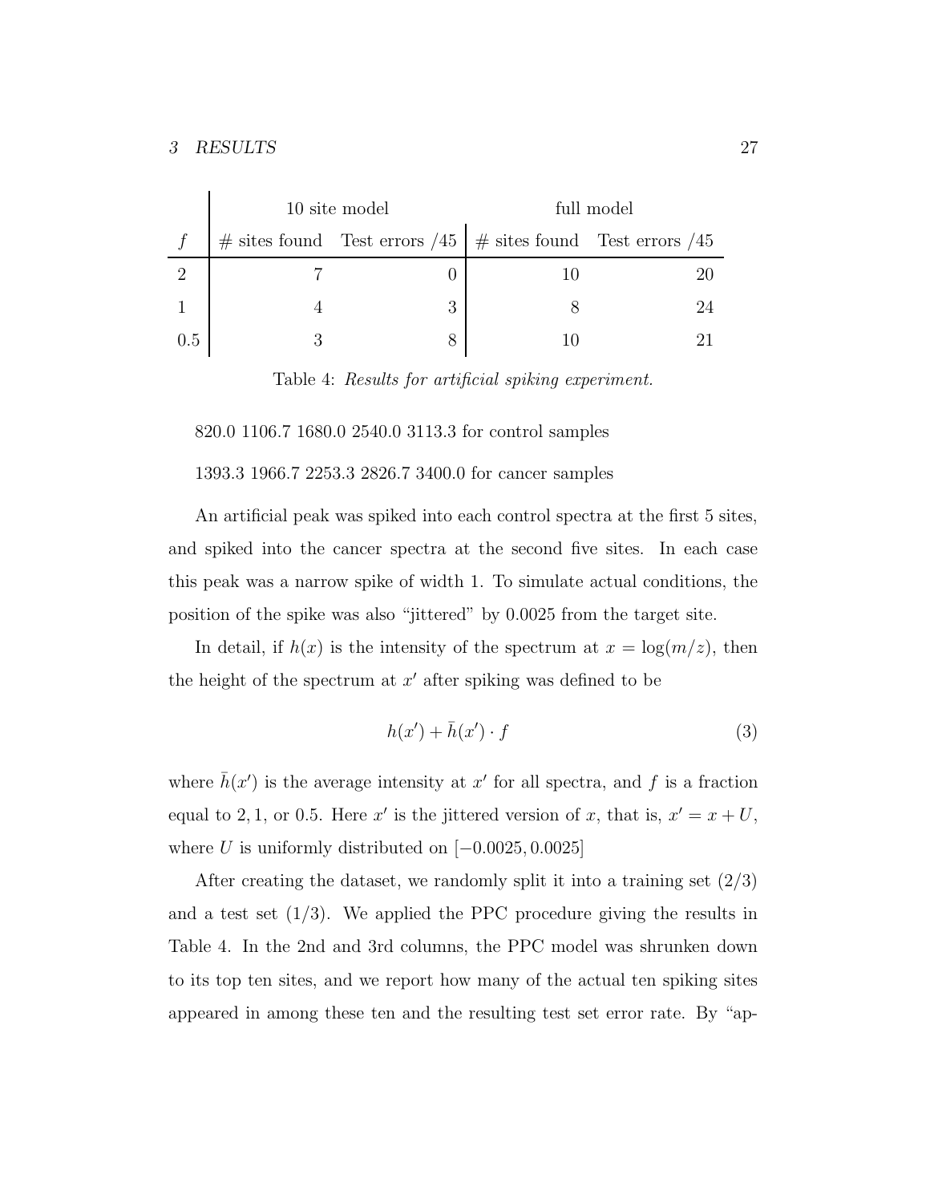| $f$ | 10 site model | | full model | |
|---|---|---|---|---|
| | # sites found | Test errors /45 | # sites found | Test errors /45 |
| 2 | 7 | 0 | 10 | 20 |
| 1 | 4 | 3 | 8 | 24 |
| 0.5 | 3 | 8 | 10 | 21 |

Table 4: *Results for artificial spiking experiment.*

820.0 1106.7 1680.0 2540.0 3113.3 for control samples

1393.3 1966.7 2253.3 2826.7 3400.0 for cancer samples

An artificial peak was spiked into each control spectra at the first 5 sites, and spiked into the cancer spectra at the second five sites. In each case this peak was a narrow spike of width 1. To simulate actual conditions, the position of the spike was also "jittered" by 0.0025 from the target site.

In detail, if $h(x)$ is the intensity of the spectrum at $x = \log(m/z)$, then the height of the spectrum at $x'$ after spiking was defined to be

$$h(x') + \bar{h}(x') \cdot f \tag{3}$$

where $\bar{h}(x')$ is the average intensity at $x'$ for all spectra, and $f$ is a fraction equal to $2, 1,$ or $0.5$. Here $x'$ is the jittered version of $x$, that is, $x' = x + U$, where $U$ is uniformly distributed on $[-0.0025, 0.0025]$

After creating the dataset, we randomly split it into a training set (2/3) and a test set (1/3). We applied the PPC procedure giving the results in Table 4. In the 2nd and 3rd columns, the PPC model was shrunken down to its top ten sites, and we report how many of the actual ten spiking sites appeared in among these ten and the resulting test set error rate. By "ap-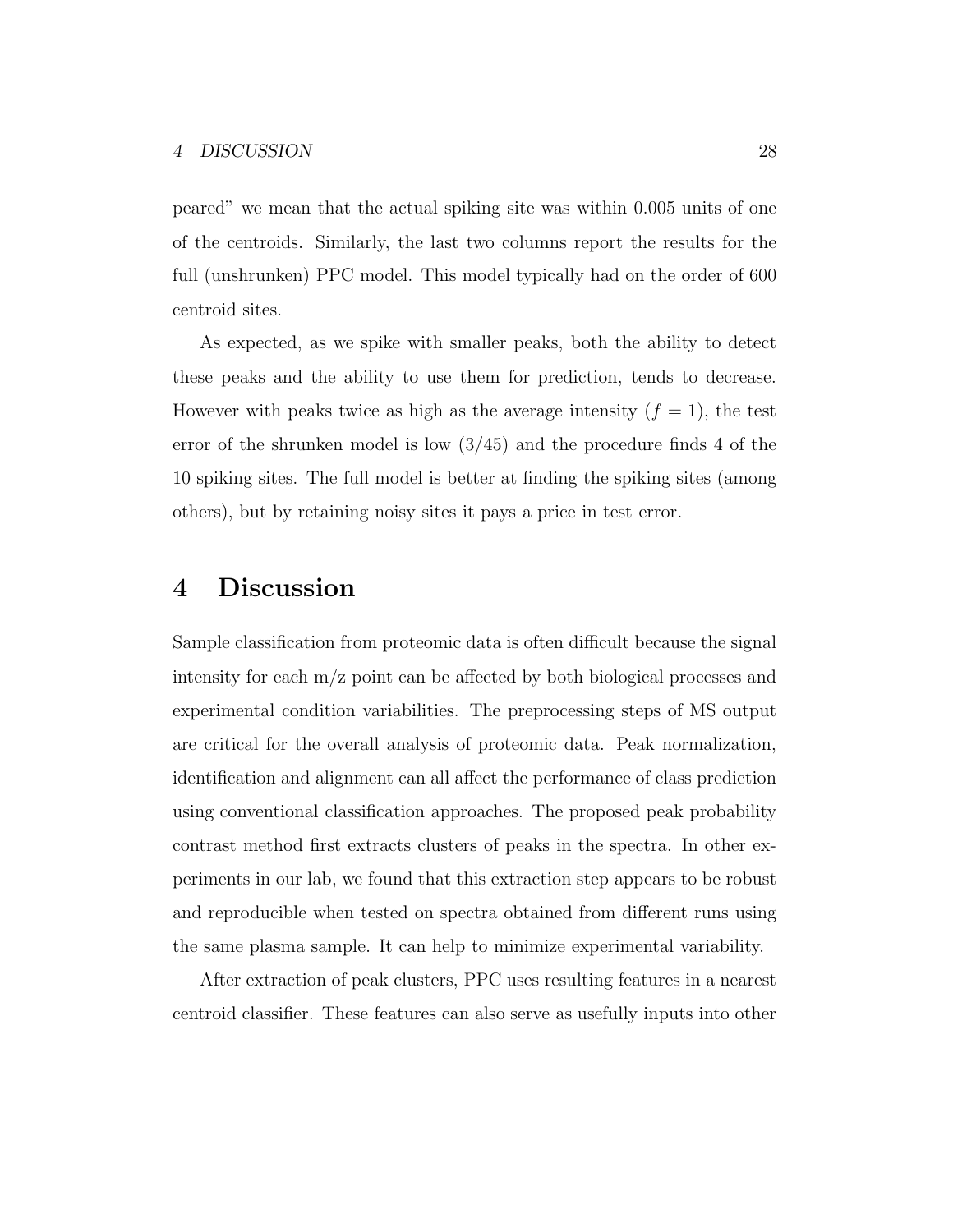peared" we mean that the actual spiking site was within 0.005 units of one of the centroids. Similarly, the last two columns report the results for the full (unshrunken) PPC model. This model typically had on the order of 600 centroid sites.

As expected, as we spike with smaller peaks, both the ability to detect these peaks and the ability to use them for prediction, tends to decrease. However with peaks twice as high as the average intensity ($f = 1$), the test error of the shrunken model is low (3/45) and the procedure finds 4 of the 10 spiking sites. The full model is better at finding the spiking sites (among others), but by retaining noisy sites it pays a price in test error.

# 4 Discussion

Sample classification from proteomic data is often difficult because the signal intensity for each m/z point can be affected by both biological processes and experimental condition variabilities. The preprocessing steps of MS output are critical for the overall analysis of proteomic data. Peak normalization, identification and alignment can all affect the performance of class prediction using conventional classification approaches. The proposed peak probability contrast method first extracts clusters of peaks in the spectra. In other experiments in our lab, we found that this extraction step appears to be robust and reproducible when tested on spectra obtained from different runs using the same plasma sample. It can help to minimize experimental variability.

After extraction of peak clusters, PPC uses resulting features in a nearest centroid classifier. These features can also serve as usefully inputs into other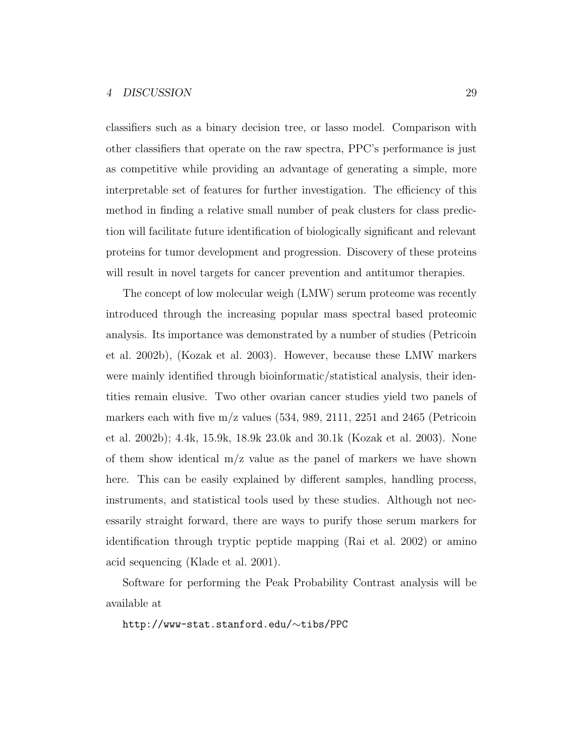classifiers such as a binary decision tree, or lasso model. Comparison with other classifiers that operate on the raw spectra, PPC's performance is just as competitive while providing an advantage of generating a simple, more interpretable set of features for further investigation. The efficiency of this method in finding a relative small number of peak clusters for class prediction will facilitate future identification of biologically significant and relevant proteins for tumor development and progression. Discovery of these proteins will result in novel targets for cancer prevention and antitumor therapies.

The concept of low molecular weigh (LMW) serum proteome was recently introduced through the increasing popular mass spectral based proteomic analysis. Its importance was demonstrated by a number of studies (Petricoin et al. 2002b), (Kozak et al. 2003). However, because these LMW markers were mainly identified through bioinformatic/statistical analysis, their identities remain elusive. Two other ovarian cancer studies yield two panels of markers each with five m/z values (534, 989, 2111, 2251 and 2465 (Petricoin et al. 2002b); 4.4k, 15.9k, 18.9k 23.0k and 30.1k (Kozak et al. 2003). None of them show identical m/z value as the panel of markers we have shown here. This can be easily explained by different samples, handling process, instruments, and statistical tools used by these studies. Although not necessarily straight forward, there are ways to purify those serum markers for identification through tryptic peptide mapping (Rai et al. 2002) or amino acid sequencing (Klade et al. 2001).

Software for performing the Peak Probability Contrast analysis will be available at

`http://www-stat.stanford.edu/~tibs/PPC`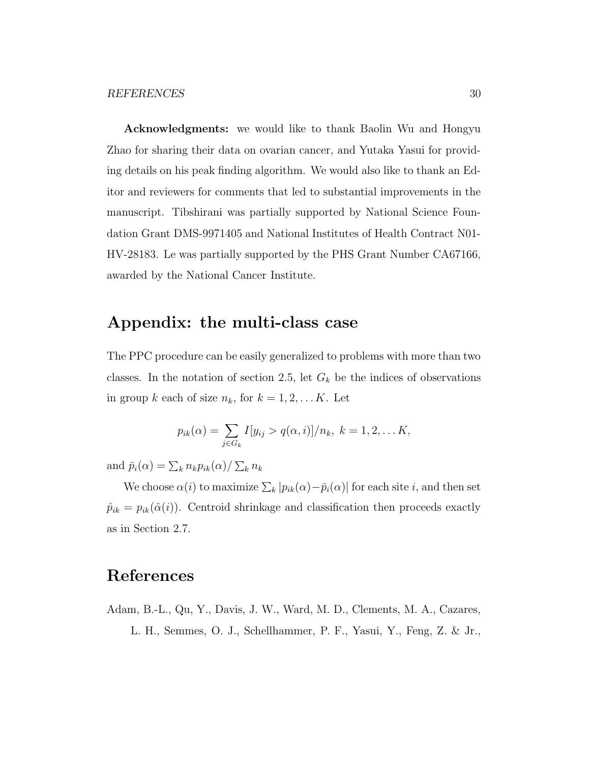**Acknowledgments:** we would like to thank Baolin Wu and Hongyu Zhao for sharing their data on ovarian cancer, and Yutaka Yasui for providing details on his peak finding algorithm. We would also like to thank an Editor and reviewers for comments that led to substantial improvements in the manuscript. Tibshirani was partially supported by National Science Foundation Grant DMS-9971405 and National Institutes of Health Contract N01-HV-28183. Le was partially supported by the PHS Grant Number CA67166, awarded by the National Cancer Institute.

## Appendix: the multi-class case

The PPC procedure can be easily generalized to problems with more than two classes. In the notation of section 2.5, let $G_k$ be the indices of observations in group $k$ each of size $n_k$, for $k = 1, 2, \ldots K$. Let

$$p_{ik}(\alpha) = \sum_{j \in G_k} I[y_{ij} > q(\alpha, i)]/n_k, \ k = 1, 2, \ldots K,$$

and $\bar{p}_i(\alpha) = \sum_k n_k p_{ik}(\alpha) / \sum_k n_k$

We choose $\alpha(i)$ to maximize $\sum_k |p_{ik}(\alpha) - \bar{p}_i(\alpha)|$ for each site $i$, and then set $\hat{p}_{ik} = p_{ik}(\hat{\alpha}(i))$. Centroid shrinkage and classification then proceeds exactly as in Section 2.7.

## References

Adam, B.-L., Qu, Y., Davis, J. W., Ward, M. D., Clements, M. A., Cazares, L. H., Semmes, O. J., Schellhammer, P. F., Yasui, Y., Feng, Z. & Jr.,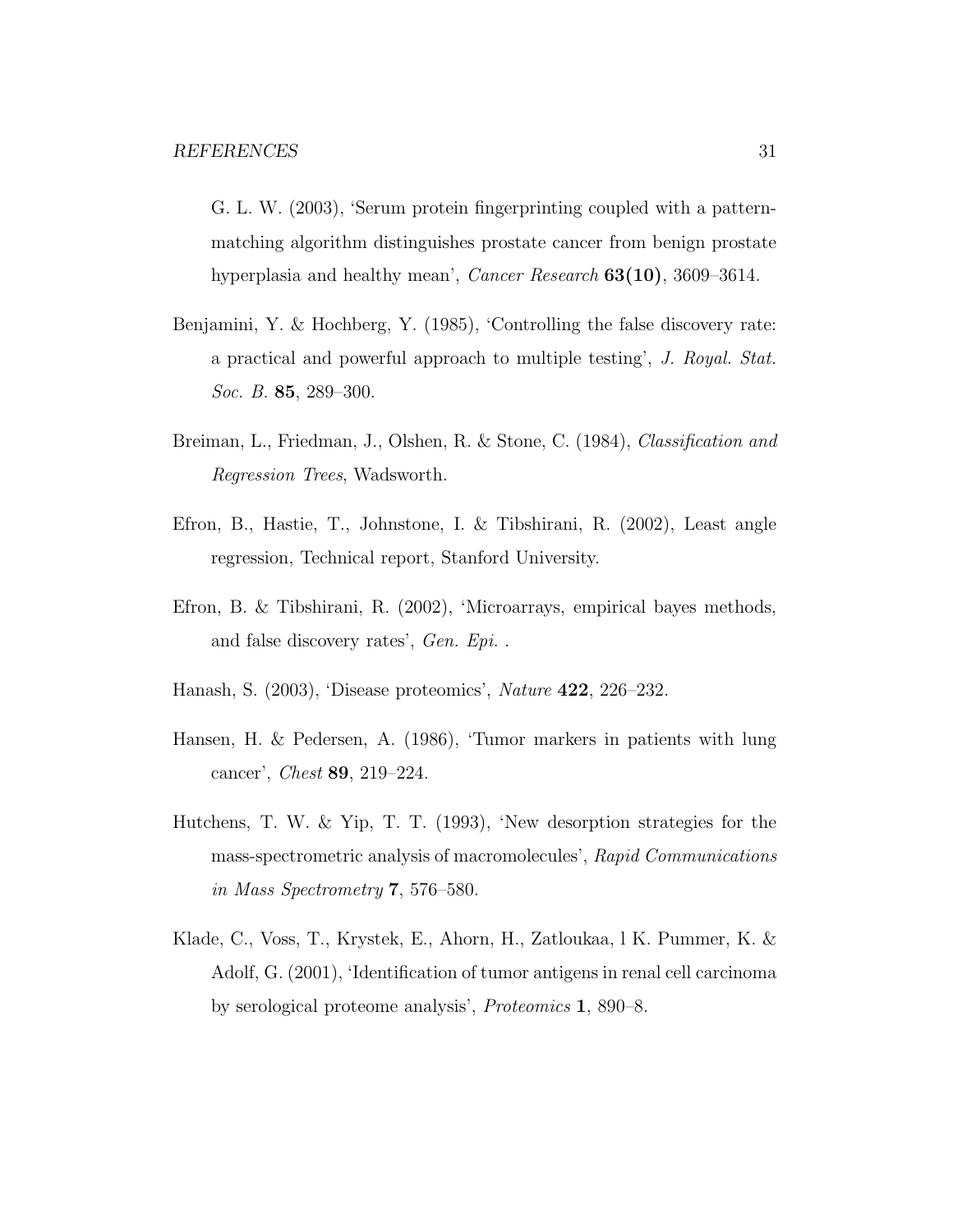G. L. W. (2003), 'Serum protein fingerprinting coupled with a pattern-matching algorithm distinguishes prostate cancer from benign prostate hyperplasia and healthy mean', *Cancer Research* **63(10)**, 3609–3614.

Benjamini, Y. & Hochberg, Y. (1985), 'Controlling the false discovery rate: a practical and powerful approach to multiple testing', *J. Royal. Stat. Soc. B.* **85**, 289–300.

Breiman, L., Friedman, J., Olshen, R. & Stone, C. (1984), *Classification and Regression Trees*, Wadsworth.

Efron, B., Hastie, T., Johnstone, I. & Tibshirani, R. (2002), Least angle regression, Technical report, Stanford University.

Efron, B. & Tibshirani, R. (2002), 'Microarrays, empirical bayes methods, and false discovery rates', *Gen. Epi.* .

Hanash, S. (2003), 'Disease proteomics', *Nature* **422**, 226–232.

Hansen, H. & Pedersen, A. (1986), 'Tumor markers in patients with lung cancer', *Chest* **89**, 219–224.

Hutchens, T. W. & Yip, T. T. (1993), 'New desorption strategies for the mass-spectrometric analysis of macromolecules', *Rapid Communications in Mass Spectrometry* **7**, 576–580.

Klade, C., Voss, T., Krystek, E., Ahorn, H., Zatloukaa, l K. Pummer, K. & Adolf, G. (2001), 'Identification of tumor antigens in renal cell carcinoma by serological proteome analysis', *Proteomics* **1**, 890–8.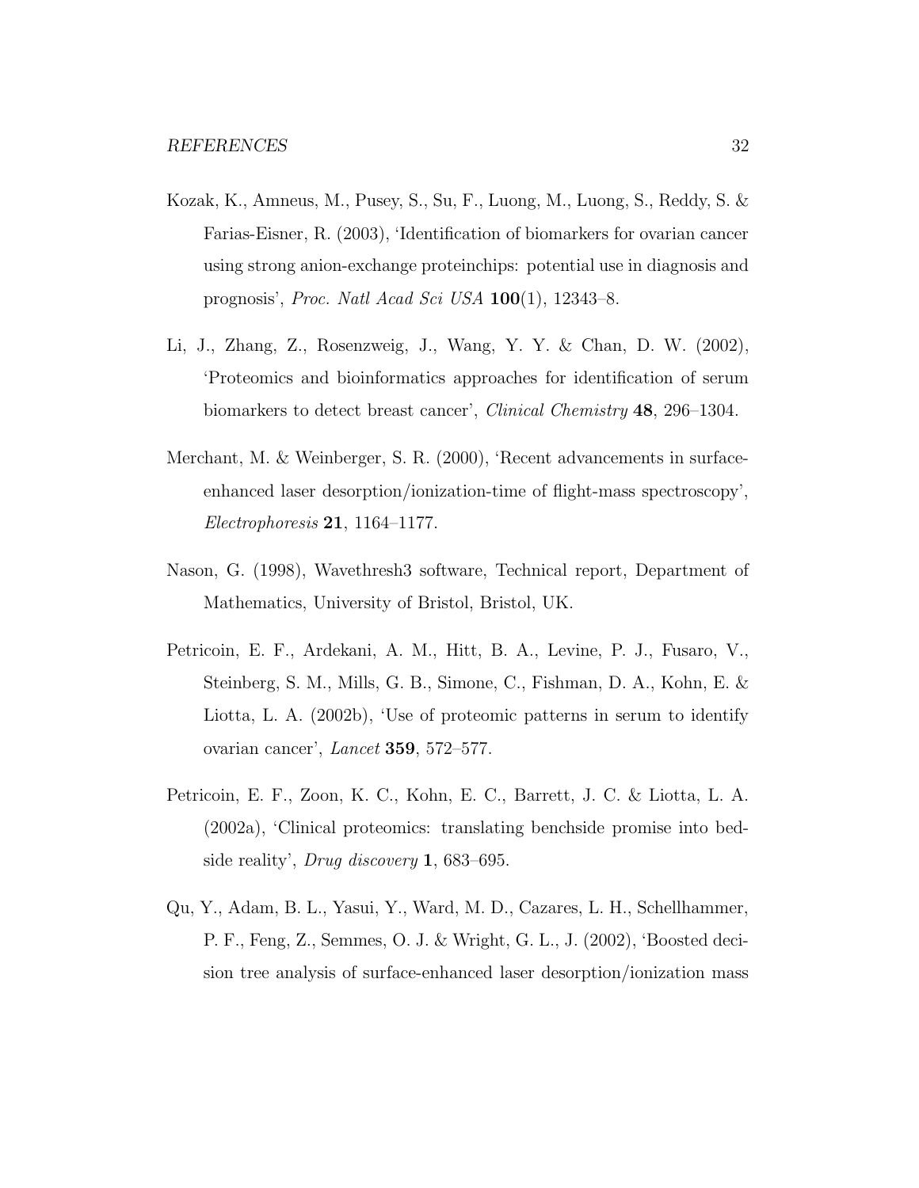Kozak, K., Amneus, M., Pusey, S., Su, F., Luong, M., Luong, S., Reddy, S. & Farias-Eisner, R. (2003), 'Identification of biomarkers for ovarian cancer using strong anion-exchange proteinchips: potential use in diagnosis and prognosis', *Proc. Natl Acad Sci USA* **100**(1), 12343–8.

Li, J., Zhang, Z., Rosenzweig, J., Wang, Y. Y. & Chan, D. W. (2002), 'Proteomics and bioinformatics approaches for identification of serum biomarkers to detect breast cancer', *Clinical Chemistry* **48**, 296–1304.

Merchant, M. & Weinberger, S. R. (2000), 'Recent advancements in surface-enhanced laser desorption/ionization-time of flight-mass spectroscopy', *Electrophoresis* **21**, 1164–1177.

Nason, G. (1998), Wavethresh3 software, Technical report, Department of Mathematics, University of Bristol, Bristol, UK.

Petricoin, E. F., Ardekani, A. M., Hitt, B. A., Levine, P. J., Fusaro, V., Steinberg, S. M., Mills, G. B., Simone, C., Fishman, D. A., Kohn, E. & Liotta, L. A. (2002b), 'Use of proteomic patterns in serum to identify ovarian cancer', *Lancet* **359**, 572–577.

Petricoin, E. F., Zoon, K. C., Kohn, E. C., Barrett, J. C. & Liotta, L. A. (2002a), 'Clinical proteomics: translating benchside promise into bedside reality', *Drug discovery* **1**, 683–695.

Qu, Y., Adam, B. L., Yasui, Y., Ward, M. D., Cazares, L. H., Schellhammer, P. F., Feng, Z., Semmes, O. J. & Wright, G. L., J. (2002), 'Boosted decision tree analysis of surface-enhanced laser desorption/ionization mass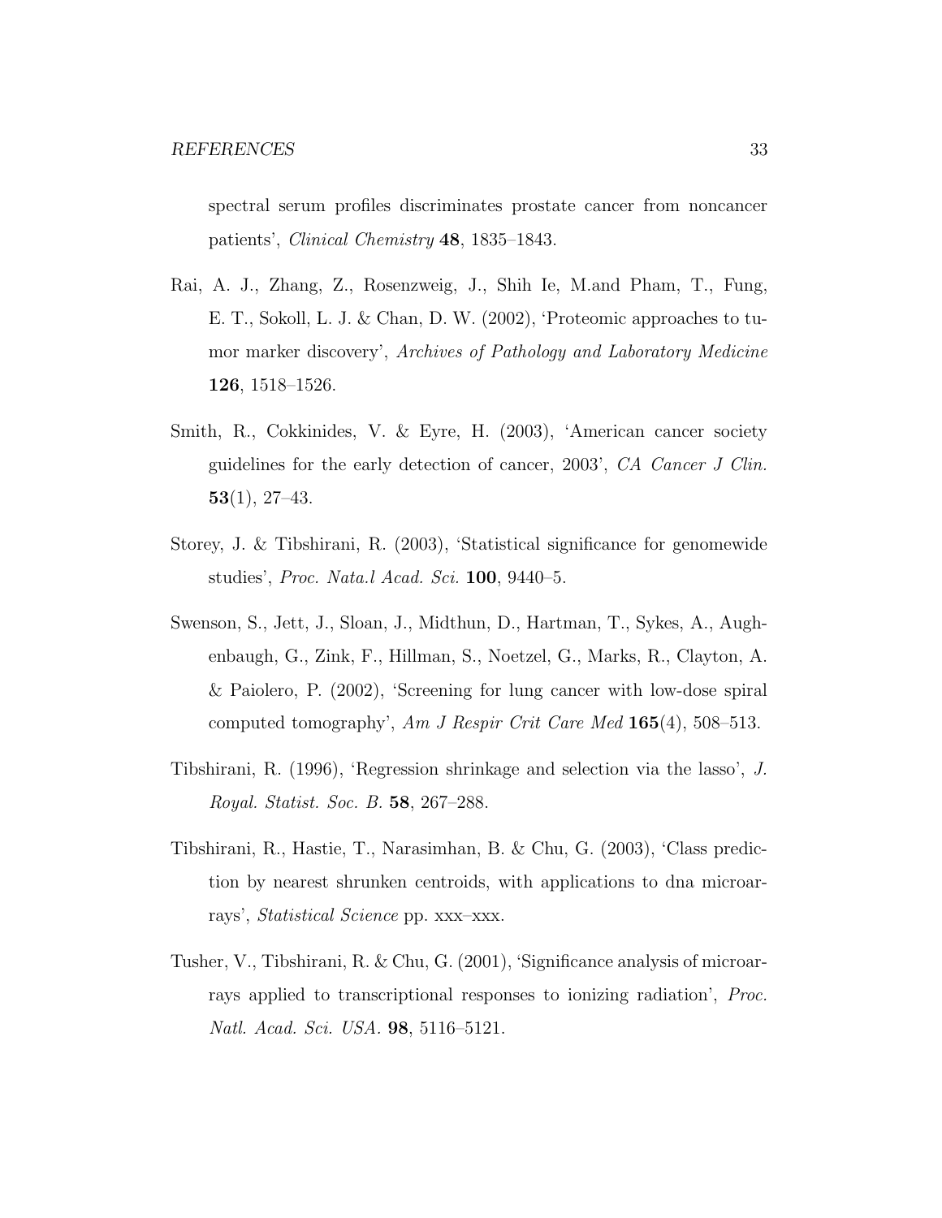spectral serum profiles discriminates prostate cancer from noncancer patients', *Clinical Chemistry* **48**, 1835–1843.

Rai, A. J., Zhang, Z., Rosenzweig, J., Shih Ie, M.and Pham, T., Fung, E. T., Sokoll, L. J. & Chan, D. W. (2002), 'Proteomic approaches to tumor marker discovery', *Archives of Pathology and Laboratory Medicine* **126**, 1518–1526.

Smith, R., Cokkinides, V. & Eyre, H. (2003), 'American cancer society guidelines for the early detection of cancer, 2003', *CA Cancer J Clin.* **53**(1), 27–43.

Storey, J. & Tibshirani, R. (2003), 'Statistical significance for genomewide studies', *Proc. Nata.l Acad. Sci.* **100**, 9440–5.

Swenson, S., Jett, J., Sloan, J., Midthun, D., Hartman, T., Sykes, A., Aughenbaugh, G., Zink, F., Hillman, S., Noetzel, G., Marks, R., Clayton, A. & Paiolero, P. (2002), 'Screening for lung cancer with low-dose spiral computed tomography', *Am J Respir Crit Care Med* **165**(4), 508–513.

Tibshirani, R. (1996), 'Regression shrinkage and selection via the lasso', *J. Royal. Statist. Soc. B.* **58**, 267–288.

Tibshirani, R., Hastie, T., Narasimhan, B. & Chu, G. (2003), 'Class prediction by nearest shrunken centroids, with applications to dna microarrays', *Statistical Science* pp. xxx–xxx.

Tusher, V., Tibshirani, R. & Chu, G. (2001), 'Significance analysis of microarrays applied to transcriptional responses to ionizing radiation', *Proc. Natl. Acad. Sci. USA.* **98**, 5116–5121.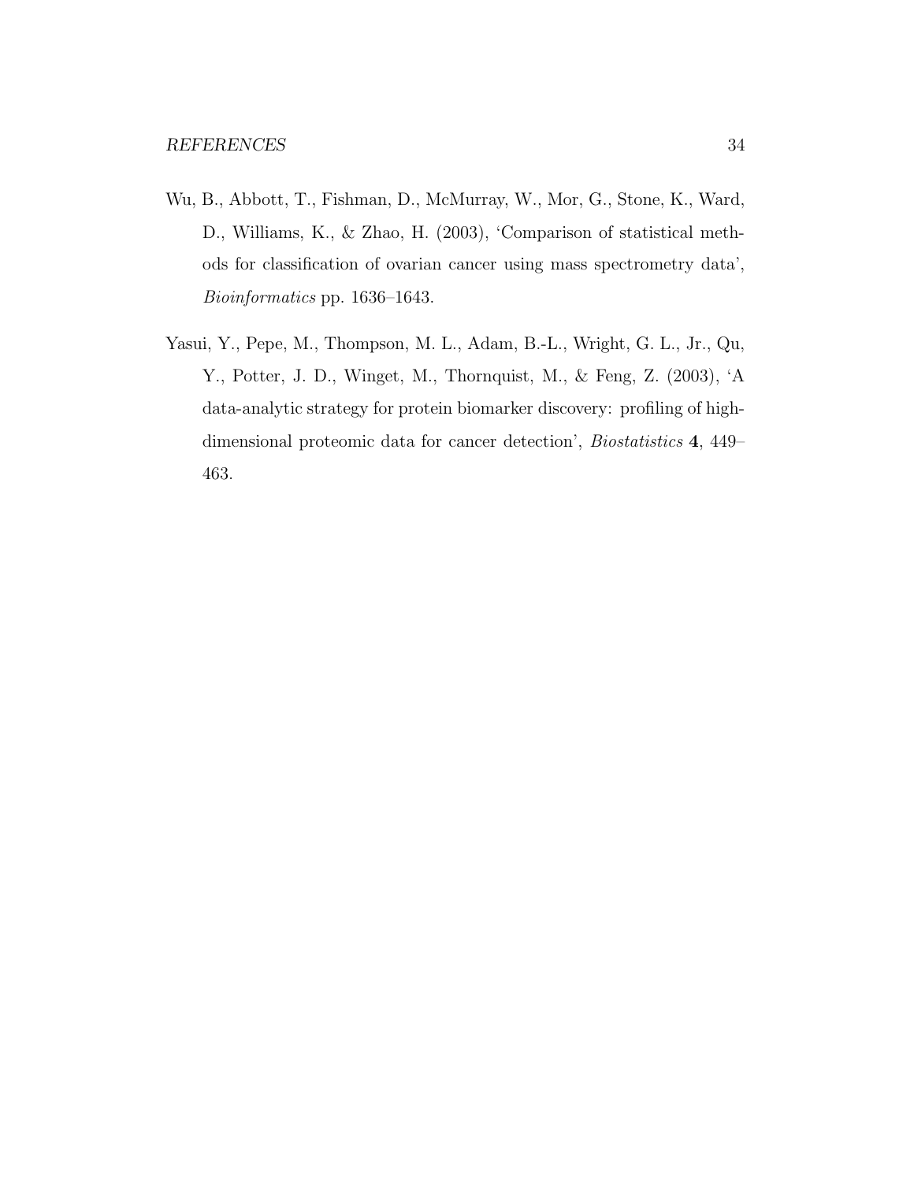Wu, B., Abbott, T., Fishman, D., McMurray, W., Mor, G., Stone, K., Ward, D., Williams, K., & Zhao, H. (2003), 'Comparison of statistical methods for classification of ovarian cancer using mass spectrometry data', *Bioinformatics* pp. 1636–1643.

Yasui, Y., Pepe, M., Thompson, M. L., Adam, B.-L., Wright, G. L., Jr., Qu, Y., Potter, J. D., Winget, M., Thornquist, M., & Feng, Z. (2003), 'A data-analytic strategy for protein biomarker discovery: profiling of high-dimensional proteomic data for cancer detection', *Biostatistics* **4**, 449–463.